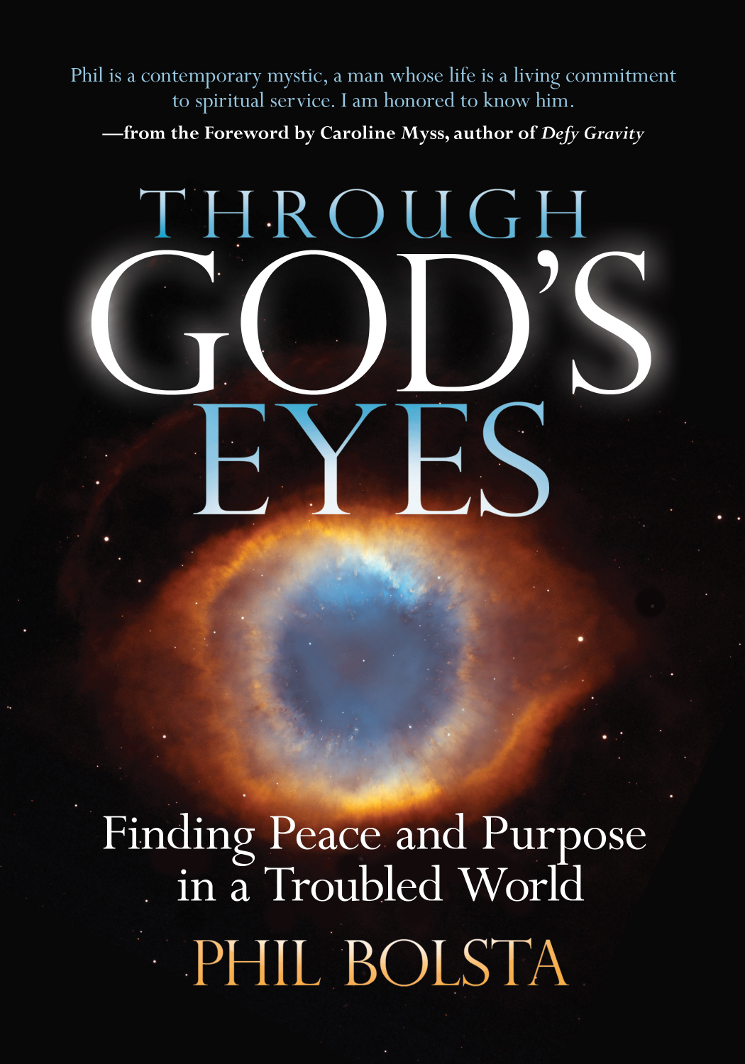Phil is a contemporary mystic, a man whose life is a living commitment to spiritual service. I am honored to know him.

**—from the Foreword by Caroline Myss, author of *Defy Gravity***

# THROUGH GOD'S EYES

## Finding Peace and Purpose in a Troubled World

PHIL BOLSTA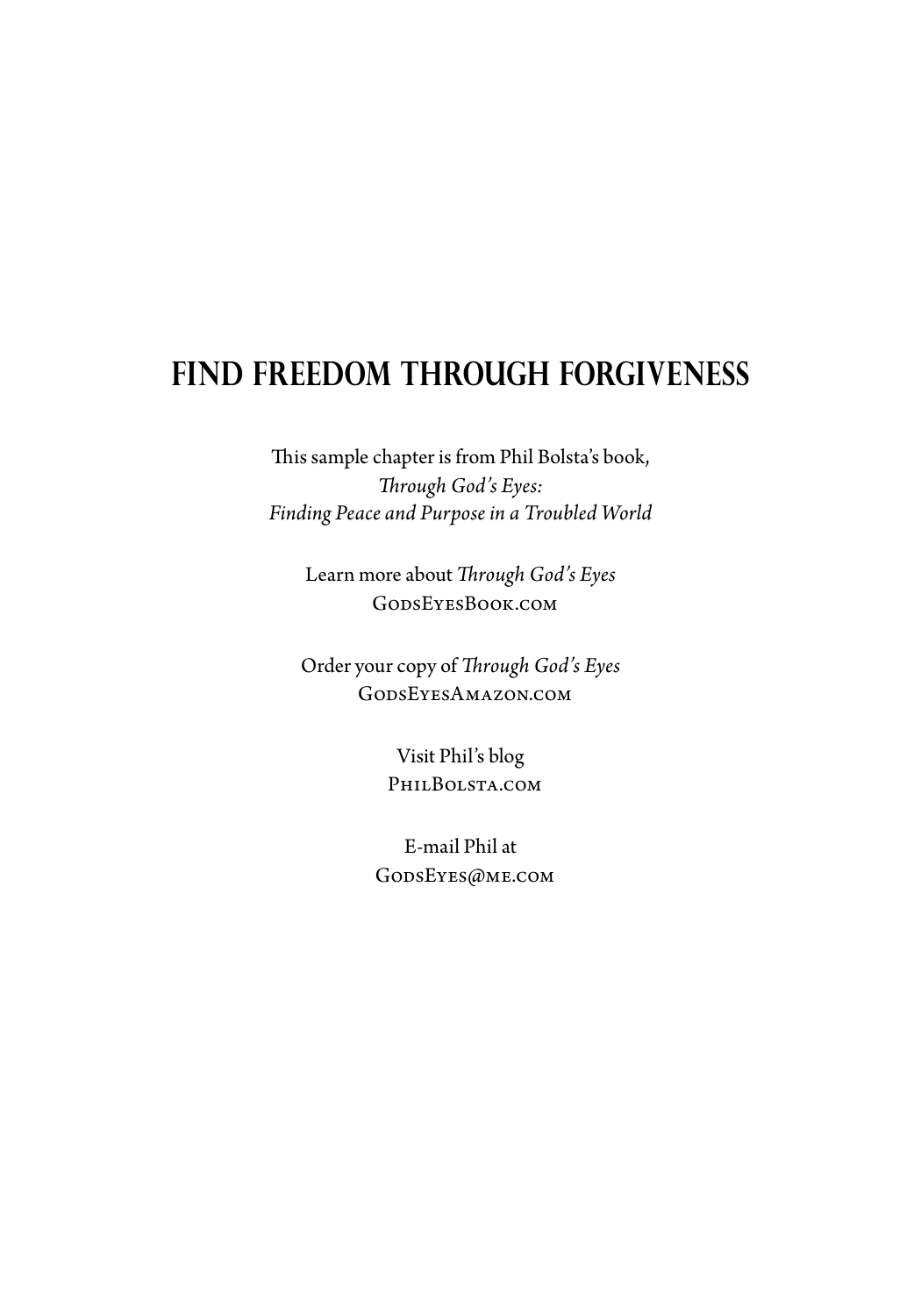# FIND FREEDOM THROUGH FORGIVENESS

This sample chapter is from Phil Bolsta's book,
*Through God's Eyes:*
*Finding Peace and Purpose in a Troubled World*

Learn more about *Through God's Eyes*
GodsEyesBook.com

Order your copy of *Through God's Eyes*
GodsEyesAmazon.com

Visit Phil's blog
PhilBolsta.com

E-mail Phil at
GodsEyes@me.com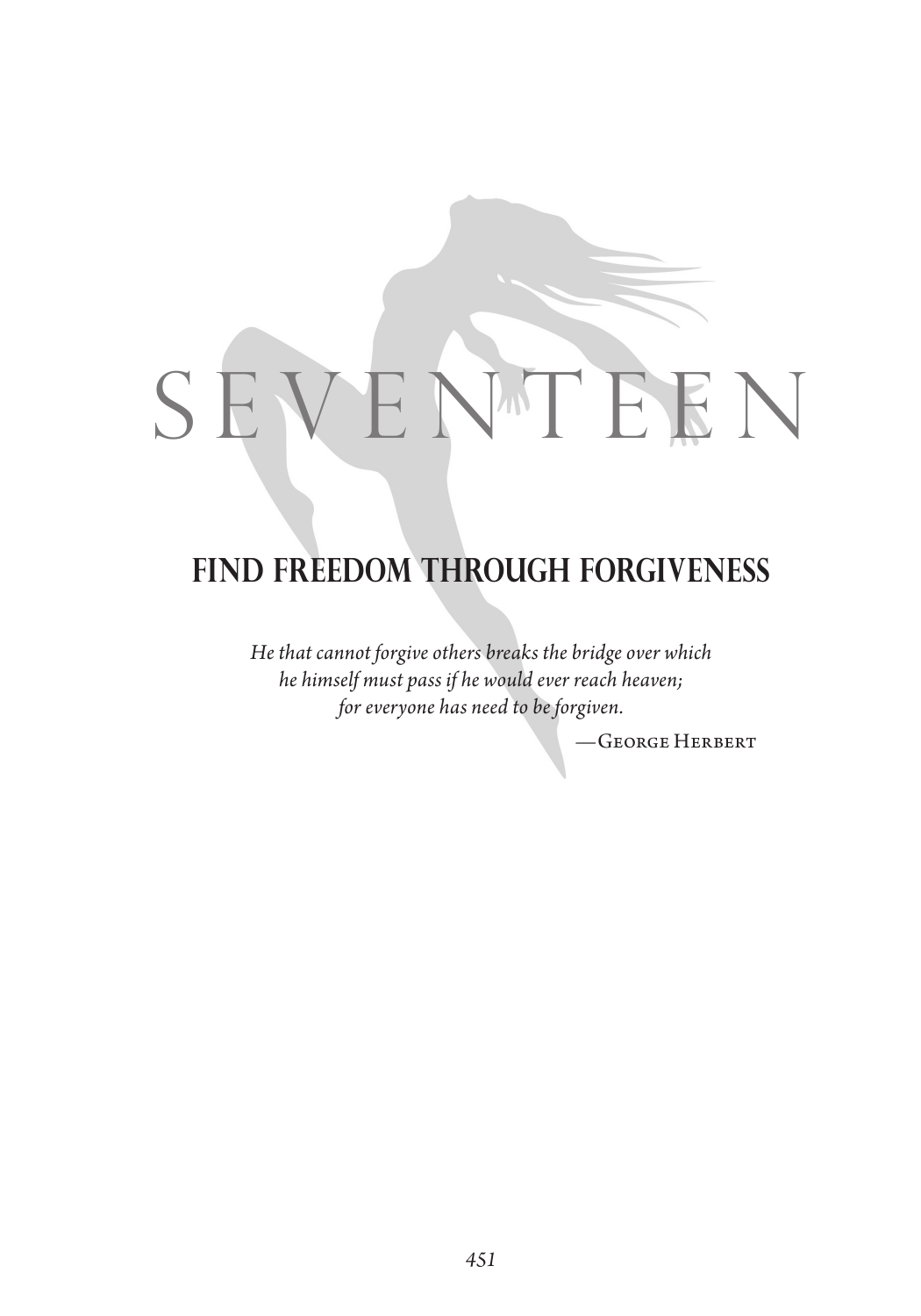# SEVENTEEN

## FIND FREEDOM THROUGH FORGIVENESS

*He that cannot forgive others breaks the bridge over which he himself must pass if he would ever reach heaven; for everyone has need to be forgiven.*

—George Herbert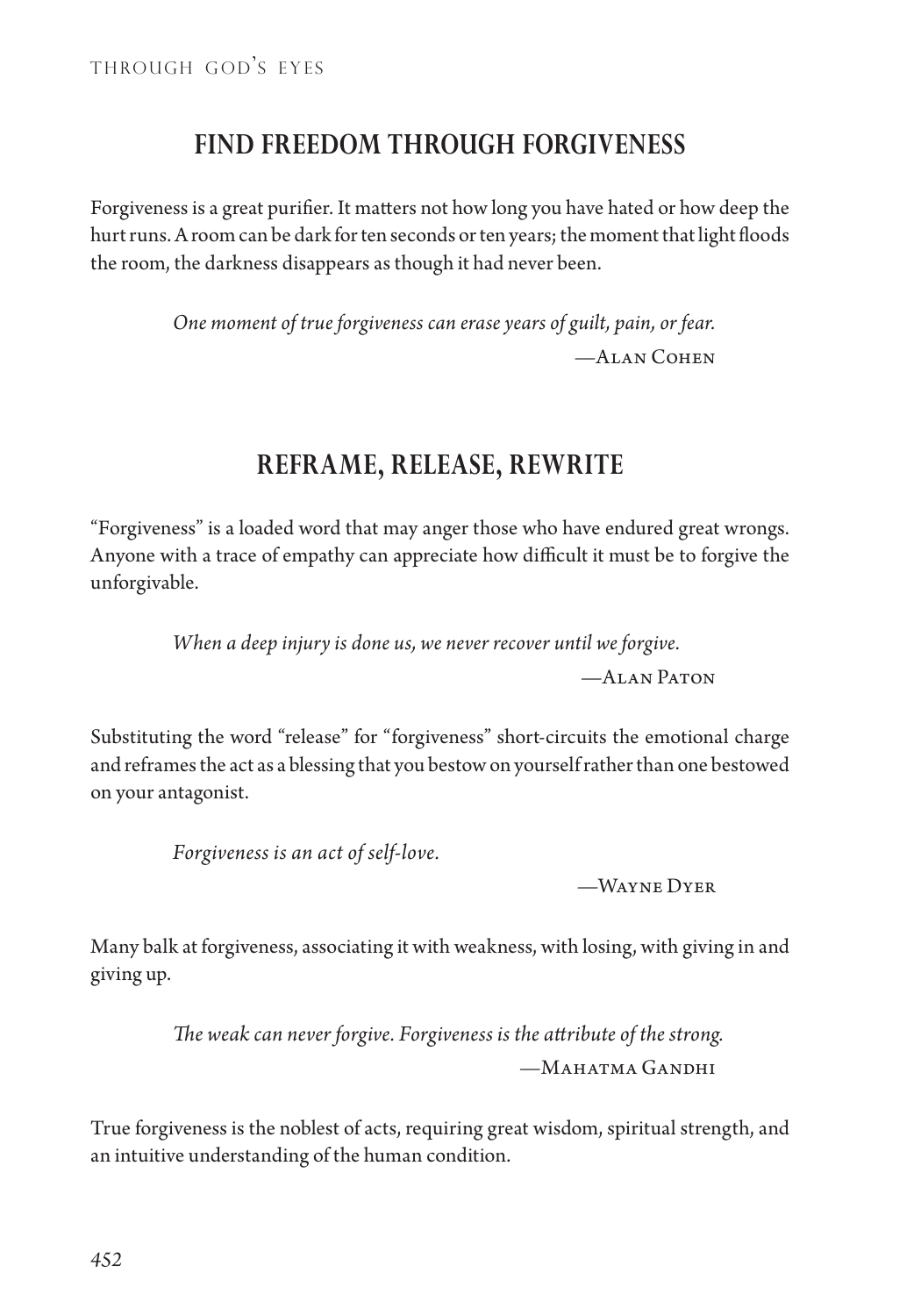## FIND FREEDOM THROUGH FORGIVENESS

Forgiveness is a great purifier. It matters not how long you have hated or how deep the hurt runs. A room can be dark for ten seconds or ten years; the moment that light floods the room, the darkness disappears as though it had never been.

> *One moment of true forgiveness can erase years of guilt, pain, or fear.*
>
> —Alan Cohen

## REFRAME, RELEASE, REWRITE

"Forgiveness" is a loaded word that may anger those who have endured great wrongs. Anyone with a trace of empathy can appreciate how difficult it must be to forgive the unforgivable.

> *When a deep injury is done us, we never recover until we forgive.*
>
> —Alan Paton

Substituting the word "release" for "forgiveness" short-circuits the emotional charge and reframes the act as a blessing that you bestow on yourself rather than one bestowed on your antagonist.

> *Forgiveness is an act of self-love.*
>
> —Wayne Dyer

Many balk at forgiveness, associating it with weakness, with losing, with giving in and giving up.

> *The weak can never forgive. Forgiveness is the attribute of the strong.*
>
> —Mahatma Gandhi

True forgiveness is the noblest of acts, requiring great wisdom, spiritual strength, and an intuitive understanding of the human condition.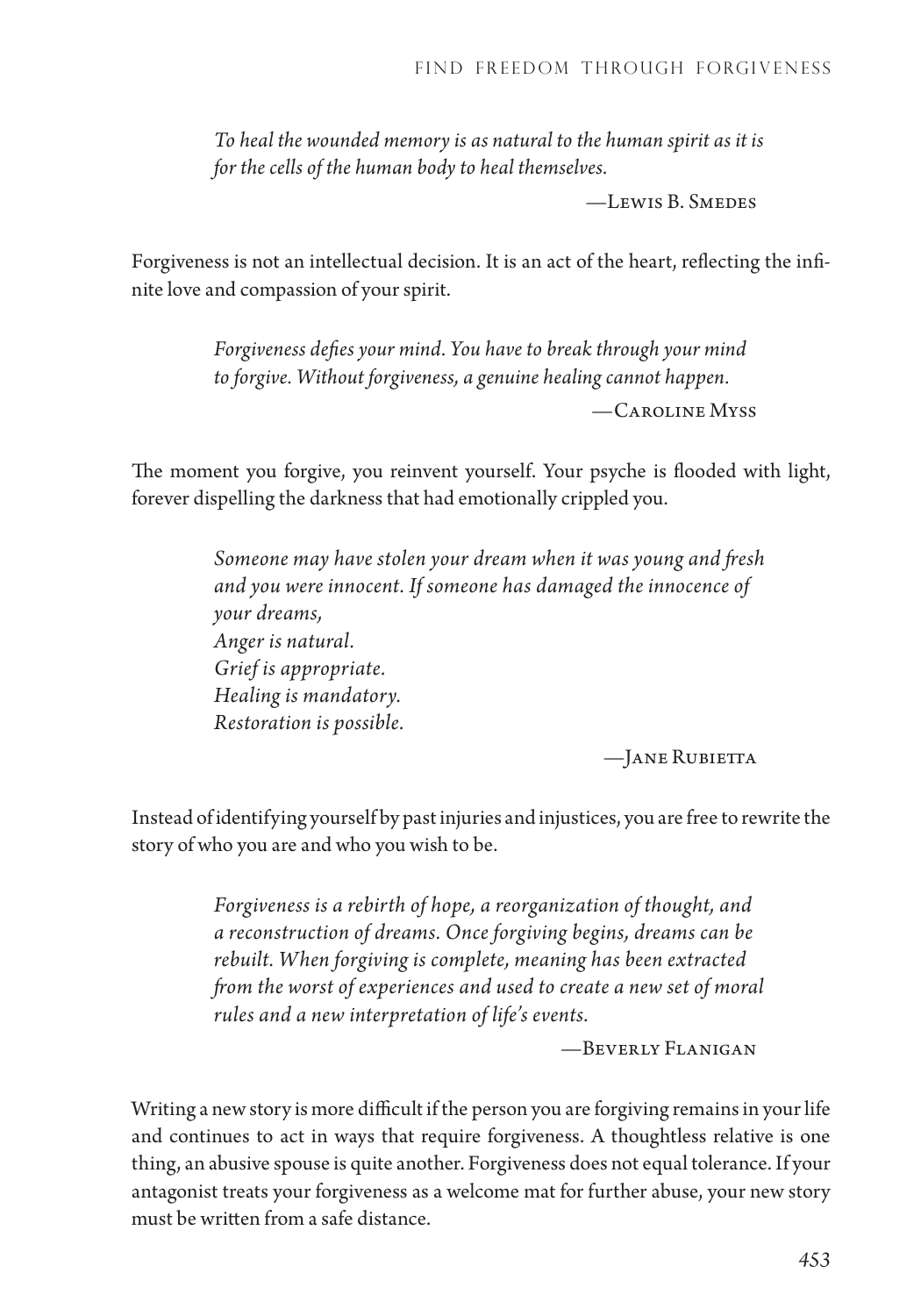> *To heal the wounded memory is as natural to the human spirit as it is for the cells of the human body to heal themselves.*
>
> —Lewis B. Smedes

Forgiveness is not an intellectual decision. It is an act of the heart, reflecting the infinite love and compassion of your spirit.

> *Forgiveness defies your mind. You have to break through your mind to forgive. Without forgiveness, a genuine healing cannot happen.*
>
> —Caroline Myss

The moment you forgive, you reinvent yourself. Your psyche is flooded with light, forever dispelling the darkness that had emotionally crippled you.

> *Someone may have stolen your dream when it was young and fresh and you were innocent. If someone has damaged the innocence of your dreams,*
> *Anger is natural.*
> *Grief is appropriate.*
> *Healing is mandatory.*
> *Restoration is possible.*
>
> —Jane Rubietta

Instead of identifying yourself by past injuries and injustices, you are free to rewrite the story of who you are and who you wish to be.

> *Forgiveness is a rebirth of hope, a reorganization of thought, and a reconstruction of dreams. Once forgiving begins, dreams can be rebuilt. When forgiving is complete, meaning has been extracted from the worst of experiences and used to create a new set of moral rules and a new interpretation of life's events.*
>
> —Beverly Flanigan

Writing a new story is more difficult if the person you are forgiving remains in your life and continues to act in ways that require forgiveness. A thoughtless relative is one thing, an abusive spouse is quite another. Forgiveness does not equal tolerance. If your antagonist treats your forgiveness as a welcome mat for further abuse, your new story must be written from a safe distance.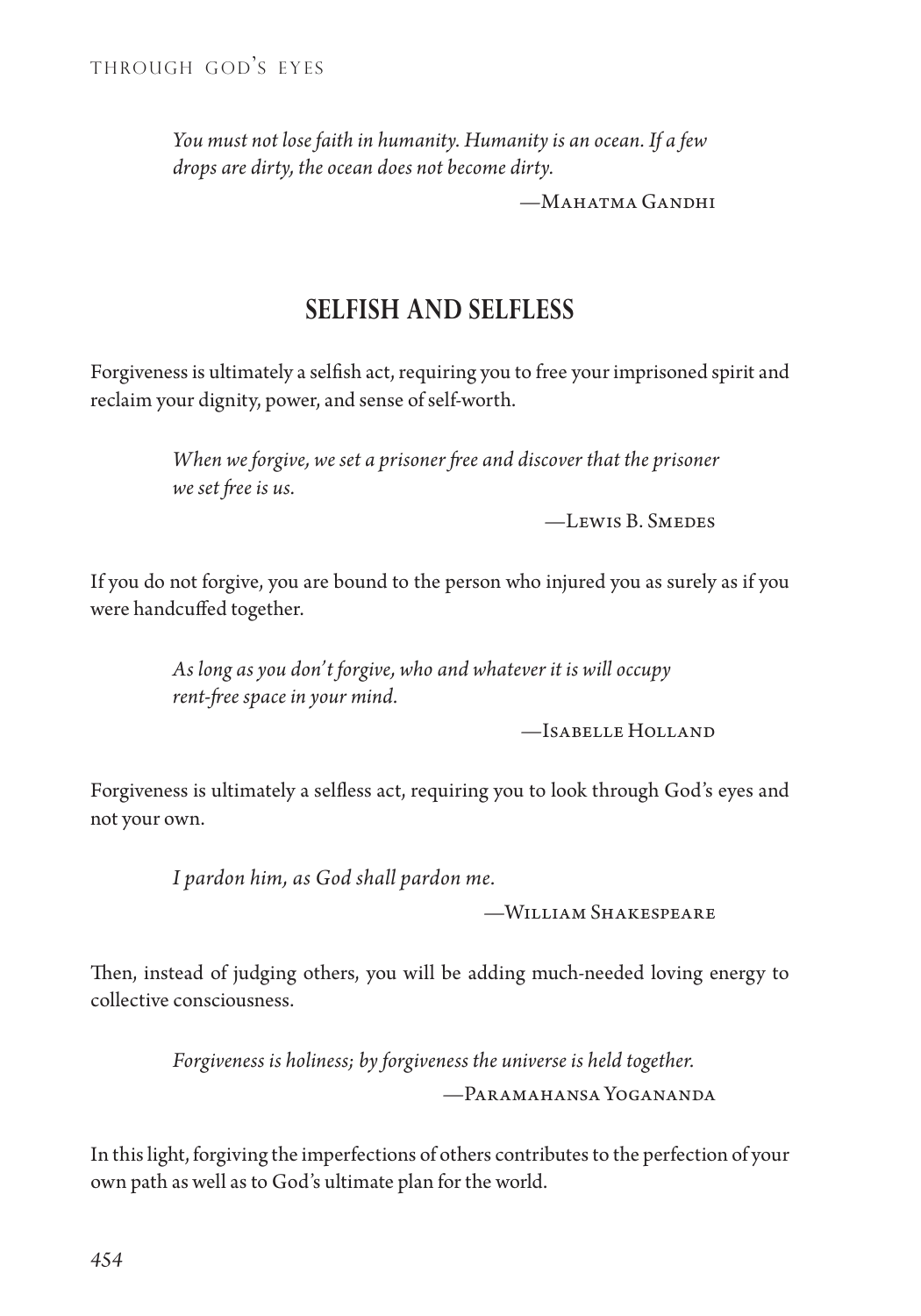> *You must not lose faith in humanity. Humanity is an ocean. If a few drops are dirty, the ocean does not become dirty.*
>
> —Mahatma Gandhi

## SELFISH AND SELFLESS

Forgiveness is ultimately a selfish act, requiring you to free your imprisoned spirit and reclaim your dignity, power, and sense of self-worth.

> *When we forgive, we set a prisoner free and discover that the prisoner we set free is us.*
>
> —Lewis B. Smedes

If you do not forgive, you are bound to the person who injured you as surely as if you were handcuffed together.

> *As long as you don't forgive, who and whatever it is will occupy rent-free space in your mind.*
>
> —Isabelle Holland

Forgiveness is ultimately a selfless act, requiring you to look through God's eyes and not your own.

> *I pardon him, as God shall pardon me.*
>
> —William Shakespeare

Then, instead of judging others, you will be adding much-needed loving energy to collective consciousness.

> *Forgiveness is holiness; by forgiveness the universe is held together.*
>
> —Paramahansa Yogananda

In this light, forgiving the imperfections of others contributes to the perfection of your own path as well as to God's ultimate plan for the world.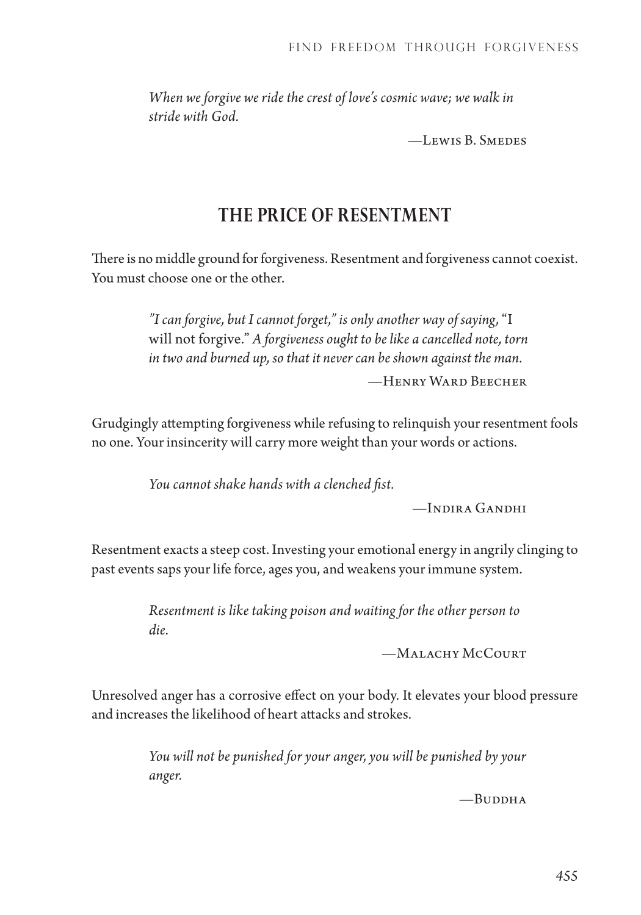*When we forgive we ride the crest of love's cosmic wave; we walk in stride with God.*

—Lewis B. Smedes

## THE PRICE OF RESENTMENT

There is no middle ground for forgiveness. Resentment and forgiveness cannot coexist. You must choose one or the other.

> *"I can forgive, but I cannot forget," is only another way of saying,* "I will not forgive." *A forgiveness ought to be like a cancelled note, torn in two and burned up, so that it never can be shown against the man.*
>
> —Henry Ward Beecher

Grudgingly attempting forgiveness while refusing to relinquish your resentment fools no one. Your insincerity will carry more weight than your words or actions.

> *You cannot shake hands with a clenched fist.*
>
> —Indira Gandhi

Resentment exacts a steep cost. Investing your emotional energy in angrily clinging to past events saps your life force, ages you, and weakens your immune system.

> *Resentment is like taking poison and waiting for the other person to die.*
>
> —Malachy McCourt

Unresolved anger has a corrosive effect on your body. It elevates your blood pressure and increases the likelihood of heart attacks and strokes.

> *You will not be punished for your anger, you will be punished by your anger.*
>
> —Buddha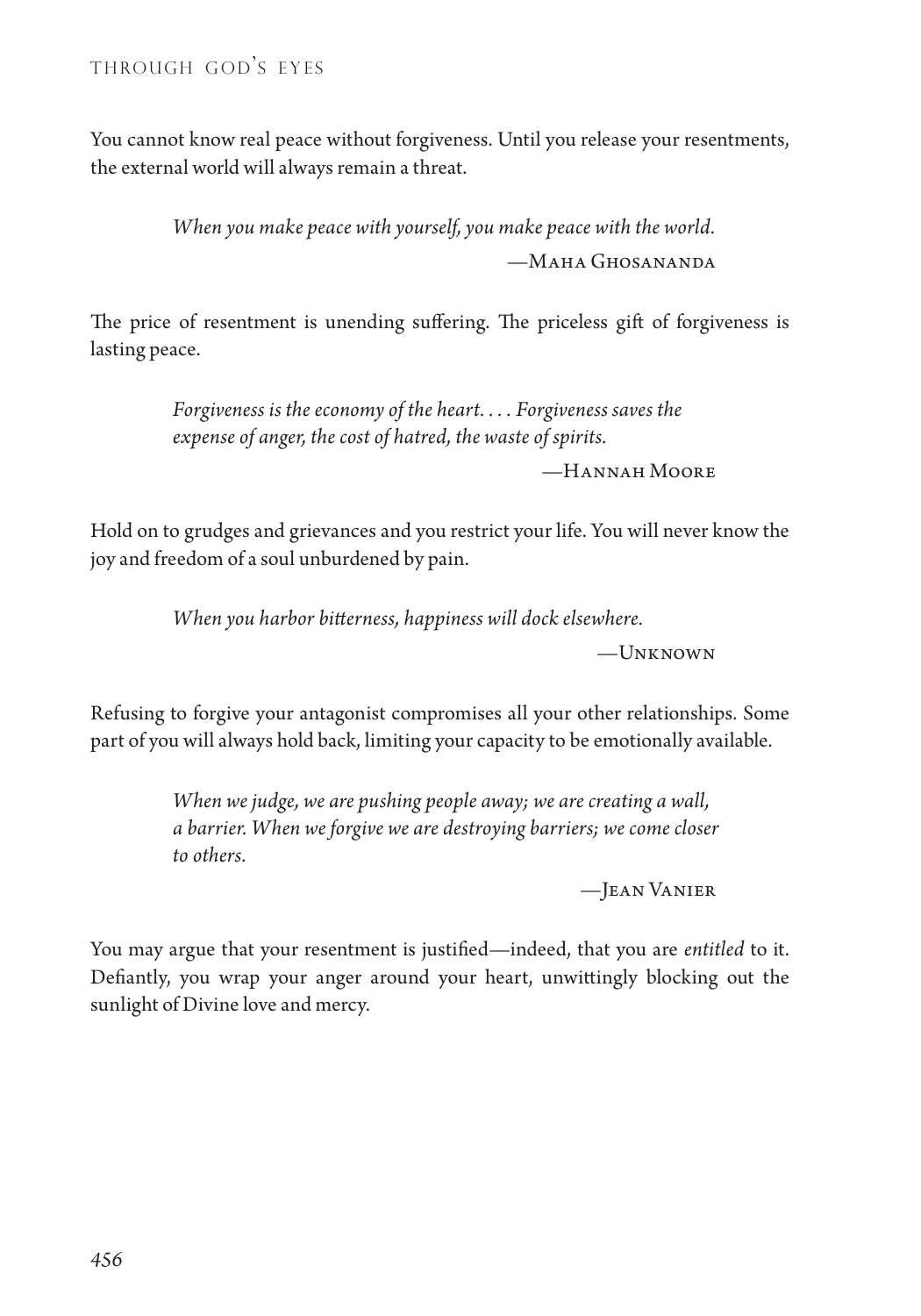You cannot know real peace without forgiveness. Until you release your resentments, the external world will always remain a threat.

> *When you make peace with yourself, you make peace with the world.*
>
> —Maha Ghosananda

The price of resentment is unending suffering. The priceless gift of forgiveness is lasting peace.

> *Forgiveness is the economy of the heart. . . . Forgiveness saves the expense of anger, the cost of hatred, the waste of spirits.*
>
> —Hannah Moore

Hold on to grudges and grievances and you restrict your life. You will never know the joy and freedom of a soul unburdened by pain.

> *When you harbor bitterness, happiness will dock elsewhere.*
>
> —Unknown

Refusing to forgive your antagonist compromises all your other relationships. Some part of you will always hold back, limiting your capacity to be emotionally available.

> *When we judge, we are pushing people away; we are creating a wall, a barrier. When we forgive we are destroying barriers; we come closer to others.*
>
> —Jean Vanier

You may argue that your resentment is justified—indeed, that you are *entitled* to it. Defiantly, you wrap your anger around your heart, unwittingly blocking out the sunlight of Divine love and mercy.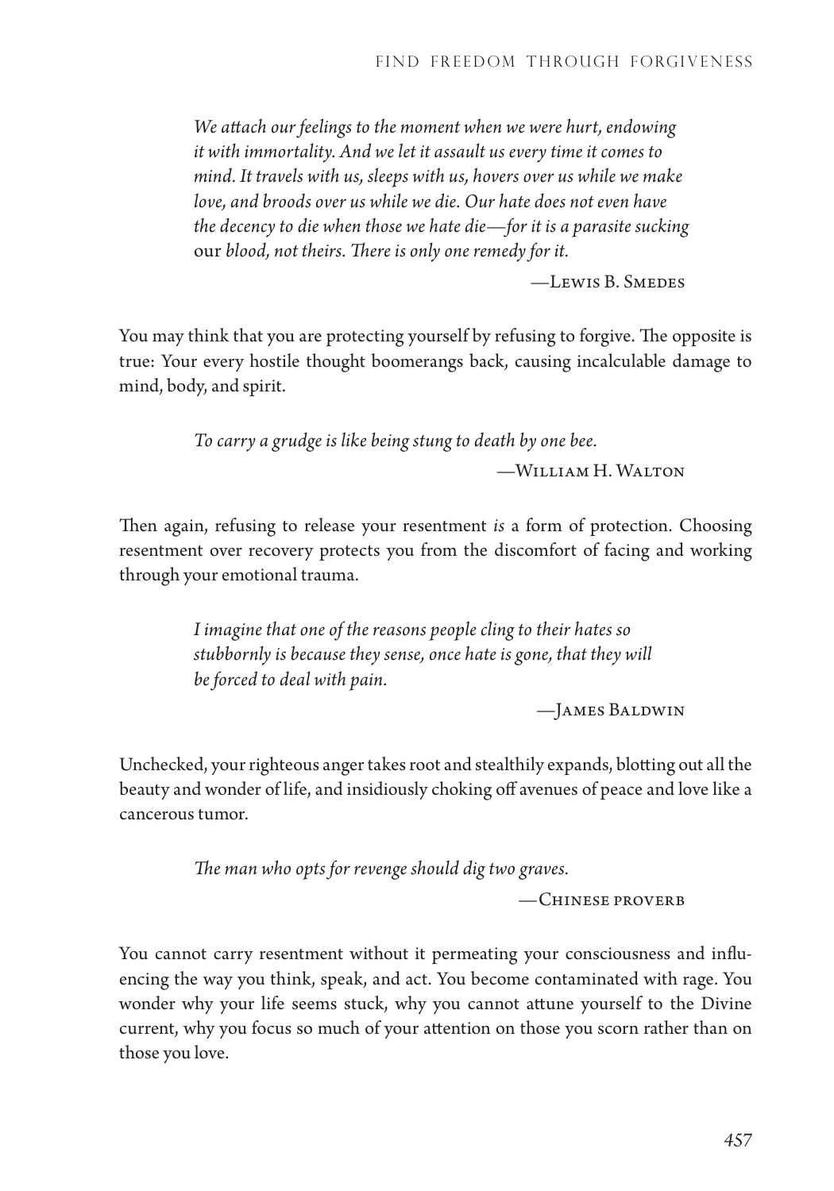*We attach our feelings to the moment when we were hurt, endowing it with immortality. And we let it assault us every time it comes to mind. It travels with us, sleeps with us, hovers over us while we make love, and broods over us while we die. Our hate does not even have the decency to die when those we hate die—for it is a parasite sucking* our *blood, not theirs. There is only one remedy for it.*

—Lewis B. Smedes

You may think that you are protecting yourself by refusing to forgive. The opposite is true: Your every hostile thought boomerangs back, causing incalculable damage to mind, body, and spirit.

*To carry a grudge is like being stung to death by one bee.*

—William H. Walton

Then again, refusing to release your resentment *is* a form of protection. Choosing resentment over recovery protects you from the discomfort of facing and working through your emotional trauma.

*I imagine that one of the reasons people cling to their hates so stubbornly is because they sense, once hate is gone, that they will be forced to deal with pain.*

—James Baldwin

Unchecked, your righteous anger takes root and stealthily expands, blotting out all the beauty and wonder of life, and insidiously choking off avenues of peace and love like a cancerous tumor.

*The man who opts for revenge should dig two graves.*

—Chinese proverb

You cannot carry resentment without it permeating your consciousness and influencing the way you think, speak, and act. You become contaminated with rage. You wonder why your life seems stuck, why you cannot attune yourself to the Divine current, why you focus so much of your attention on those you scorn rather than on those you love.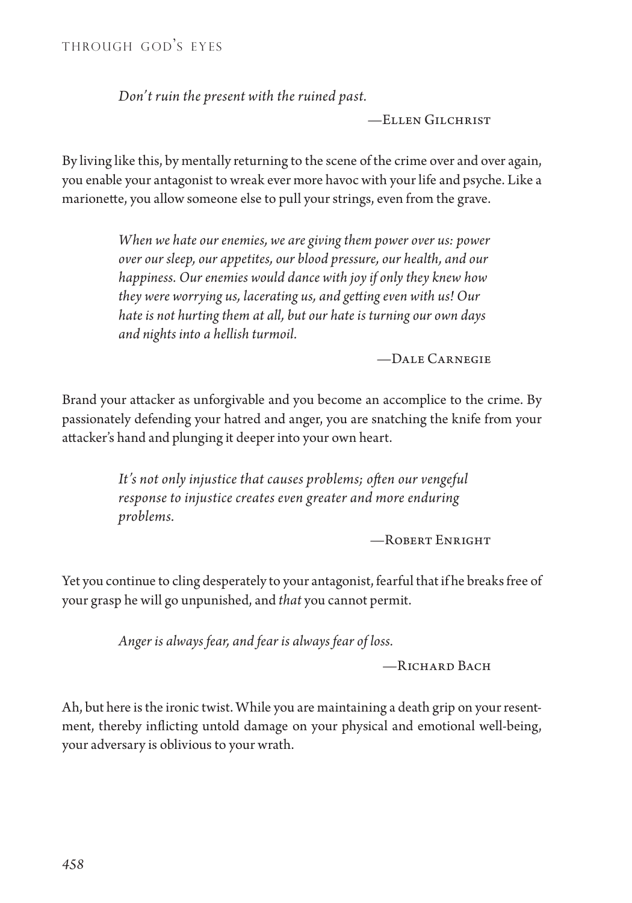> *Don't ruin the present with the ruined past.*
>
> —Ellen Gilchrist

By living like this, by mentally returning to the scene of the crime over and over again, you enable your antagonist to wreak ever more havoc with your life and psyche. Like a marionette, you allow someone else to pull your strings, even from the grave.

> *When we hate our enemies, we are giving them power over us: power over our sleep, our appetites, our blood pressure, our health, and our happiness. Our enemies would dance with joy if only they knew how they were worrying us, lacerating us, and getting even with us! Our hate is not hurting them at all, but our hate is turning our own days and nights into a hellish turmoil.*
>
> —Dale Carnegie

Brand your attacker as unforgivable and you become an accomplice to the crime. By passionately defending your hatred and anger, you are snatching the knife from your attacker's hand and plunging it deeper into your own heart.

> *It's not only injustice that causes problems; often our vengeful response to injustice creates even greater and more enduring problems.*
>
> —Robert Enright

Yet you continue to cling desperately to your antagonist, fearful that if he breaks free of your grasp he will go unpunished, and *that* you cannot permit.

> *Anger is always fear, and fear is always fear of loss.*
>
> —Richard Bach

Ah, but here is the ironic twist. While you are maintaining a death grip on your resentment, thereby inflicting untold damage on your physical and emotional well-being, your adversary is oblivious to your wrath.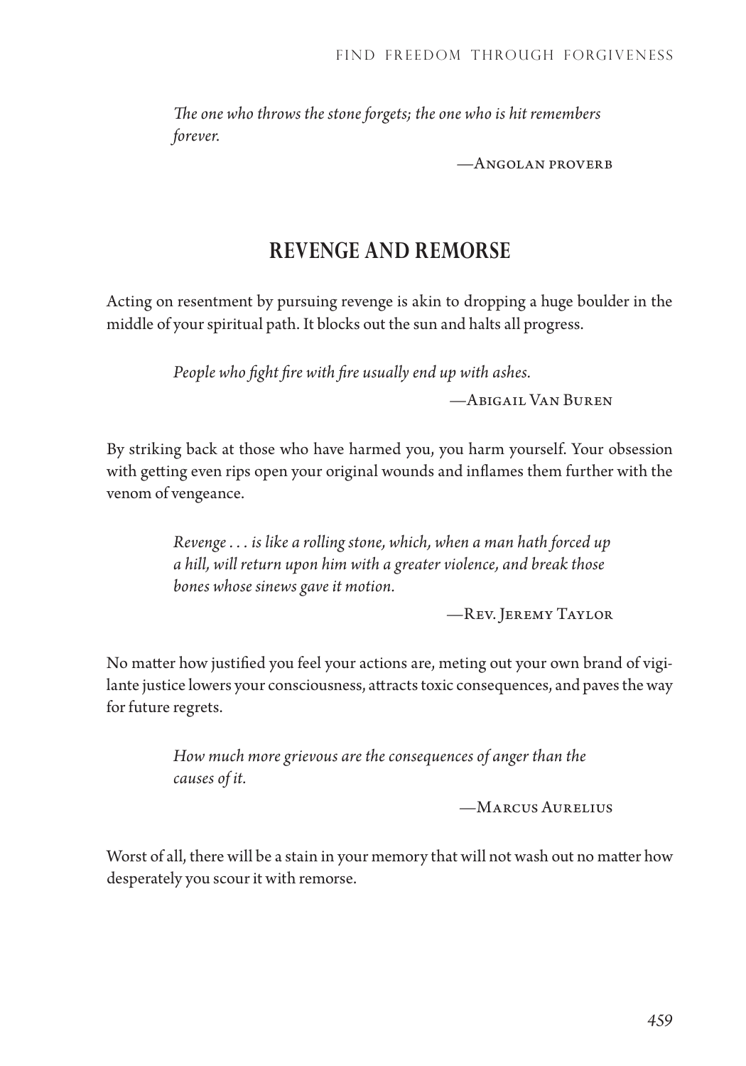*The one who throws the stone forgets; the one who is hit remembers forever.*

—Angolan proverb

## REVENGE AND REMORSE

Acting on resentment by pursuing revenge is akin to dropping a huge boulder in the middle of your spiritual path. It blocks out the sun and halts all progress.

*People who fight fire with fire usually end up with ashes.*

—Abigail Van Buren

By striking back at those who have harmed you, you harm yourself. Your obsession with getting even rips open your original wounds and inflames them further with the venom of vengeance.

*Revenge . . . is like a rolling stone, which, when a man hath forced up a hill, will return upon him with a greater violence, and break those bones whose sinews gave it motion.*

—Rev. Jeremy Taylor

No matter how justified you feel your actions are, meting out your own brand of vigilante justice lowers your consciousness, attracts toxic consequences, and paves the way for future regrets.

*How much more grievous are the consequences of anger than the causes of it.*

—Marcus Aurelius

Worst of all, there will be a stain in your memory that will not wash out no matter how desperately you scour it with remorse.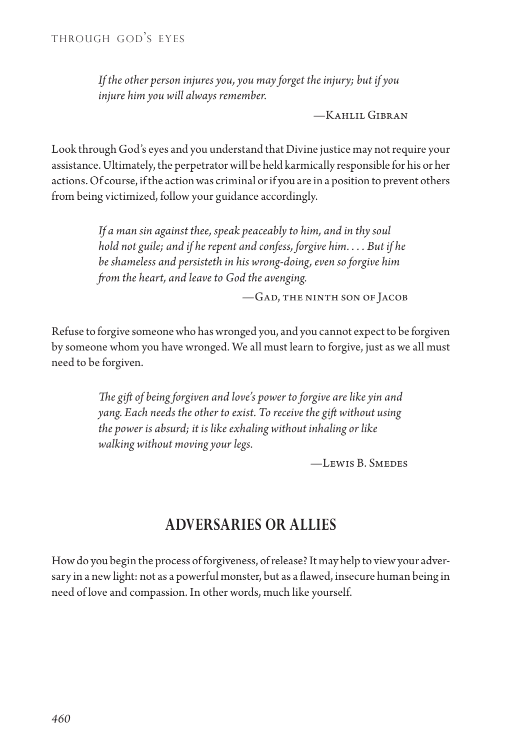> *If the other person injures you, you may forget the injury; but if you injure him you will always remember.*
>
> —Kahlil Gibran

Look through God's eyes and you understand that Divine justice may not require your assistance. Ultimately, the perpetrator will be held karmically responsible for his or her actions. Of course, if the action was criminal or if you are in a position to prevent others from being victimized, follow your guidance accordingly.

> *If a man sin against thee, speak peaceably to him, and in thy soul hold not guile; and if he repent and confess, forgive him. . . . But if he be shameless and persisteth in his wrong-doing, even so forgive him from the heart, and leave to God the avenging.*
>
> —Gad, the ninth son of Jacob

Refuse to forgive someone who has wronged you, and you cannot expect to be forgiven by someone whom you have wronged. We all must learn to forgive, just as we all must need to be forgiven.

> *The gift of being forgiven and love's power to forgive are like yin and yang. Each needs the other to exist. To receive the gift without using the power is absurd; it is like exhaling without inhaling or like walking without moving your legs.*
>
> —Lewis B. Smedes

## ADVERSARIES OR ALLIES

How do you begin the process of forgiveness, of release? It may help to view your adversary in a new light: not as a powerful monster, but as a flawed, insecure human being in need of love and compassion. In other words, much like yourself.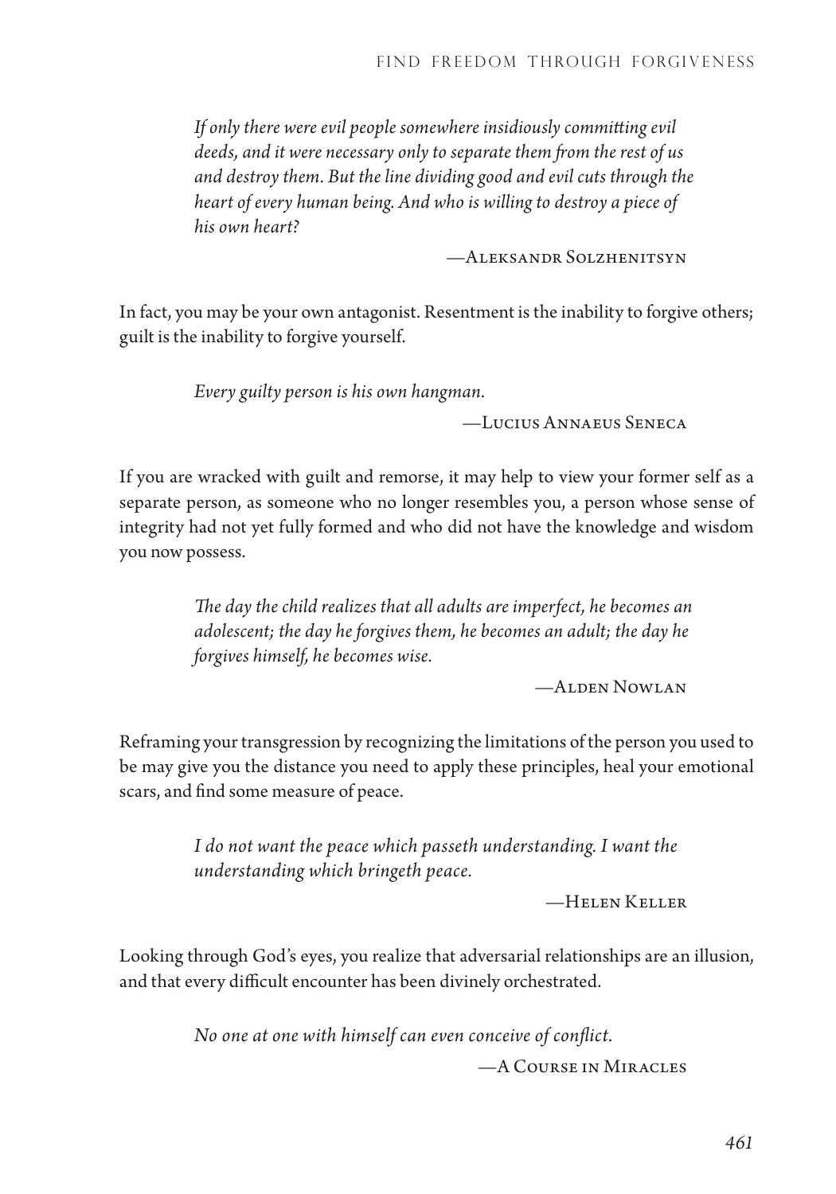> *If only there were evil people somewhere insidiously committing evil deeds, and it were necessary only to separate them from the rest of us and destroy them. But the line dividing good and evil cuts through the heart of every human being. And who is willing to destroy a piece of his own heart?*
>
> —Aleksandr Solzhenitsyn

In fact, you may be your own antagonist. Resentment is the inability to forgive others; guilt is the inability to forgive yourself.

> *Every guilty person is his own hangman.*
>
> —Lucius Annaeus Seneca

If you are wracked with guilt and remorse, it may help to view your former self as a separate person, as someone who no longer resembles you, a person whose sense of integrity had not yet fully formed and who did not have the knowledge and wisdom you now possess.

> *The day the child realizes that all adults are imperfect, he becomes an adolescent; the day he forgives them, he becomes an adult; the day he forgives himself, he becomes wise.*
>
> —Alden Nowlan

Reframing your transgression by recognizing the limitations of the person you used to be may give you the distance you need to apply these principles, heal your emotional scars, and find some measure of peace.

> *I do not want the peace which passeth understanding. I want the understanding which bringeth peace.*
>
> —Helen Keller

Looking through God's eyes, you realize that adversarial relationships are an illusion, and that every difficult encounter has been divinely orchestrated.

> *No one at one with himself can even conceive of conflict.*
>
> —A Course in Miracles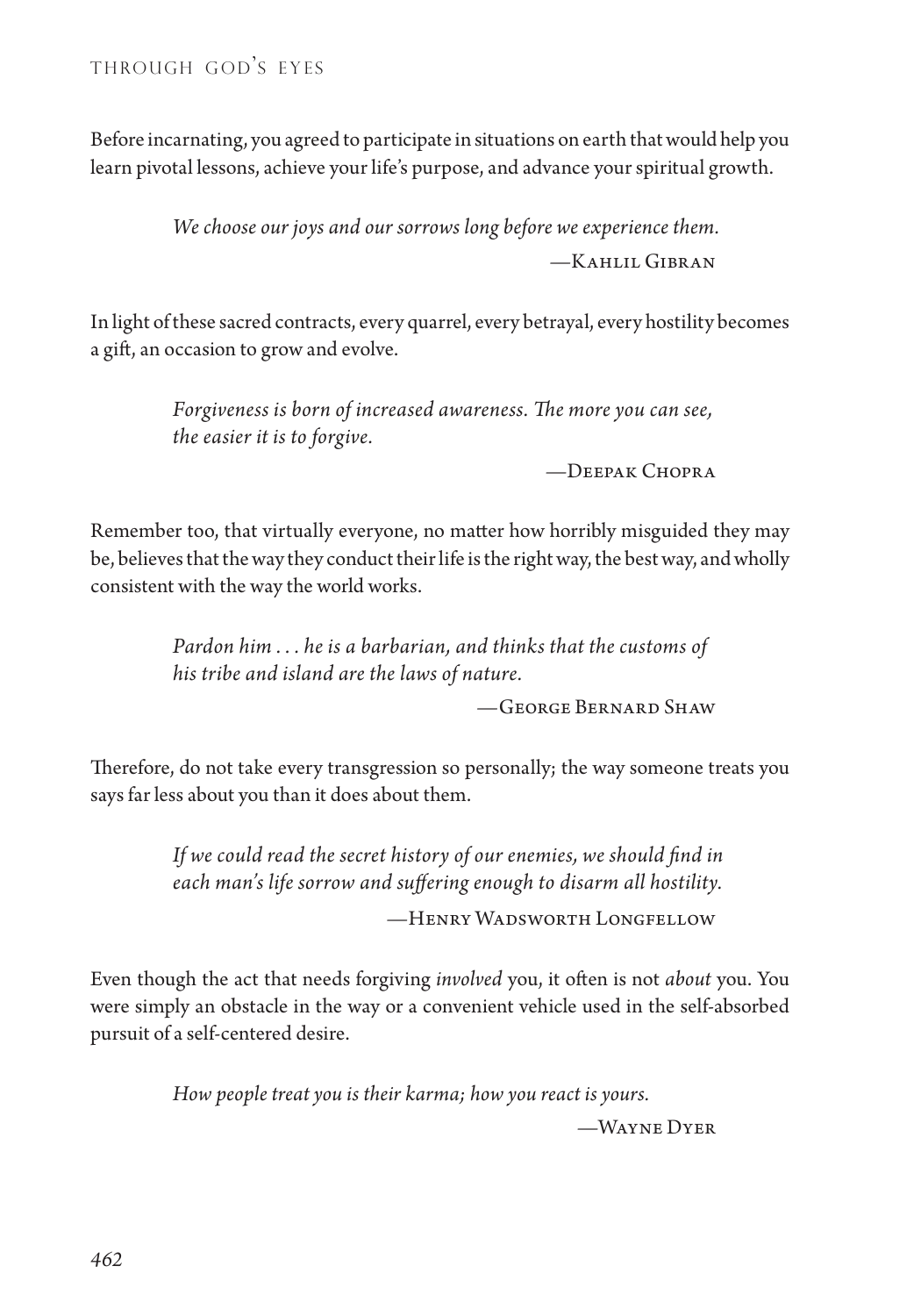Before incarnating, you agreed to participate in situations on earth that would help you learn pivotal lessons, achieve your life's purpose, and advance your spiritual growth.

> *We choose our joys and our sorrows long before we experience them.*
>
> —Kahlil Gibran

In light of these sacred contracts, every quarrel, every betrayal, every hostility becomes a gift, an occasion to grow and evolve.

> *Forgiveness is born of increased awareness. The more you can see, the easier it is to forgive.*
>
> —Deepak Chopra

Remember too, that virtually everyone, no matter how horribly misguided they may be, believes that the way they conduct their life is the right way, the best way, and wholly consistent with the way the world works.

> *Pardon him . . . he is a barbarian, and thinks that the customs of his tribe and island are the laws of nature.*
>
> —George Bernard Shaw

Therefore, do not take every transgression so personally; the way someone treats you says far less about you than it does about them.

> *If we could read the secret history of our enemies, we should find in each man's life sorrow and suffering enough to disarm all hostility.*
>
> —Henry Wadsworth Longfellow

Even though the act that needs forgiving *involved* you, it often is not *about* you. You were simply an obstacle in the way or a convenient vehicle used in the self-absorbed pursuit of a self-centered desire.

> *How people treat you is their karma; how you react is yours.*
>
> —Wayne Dyer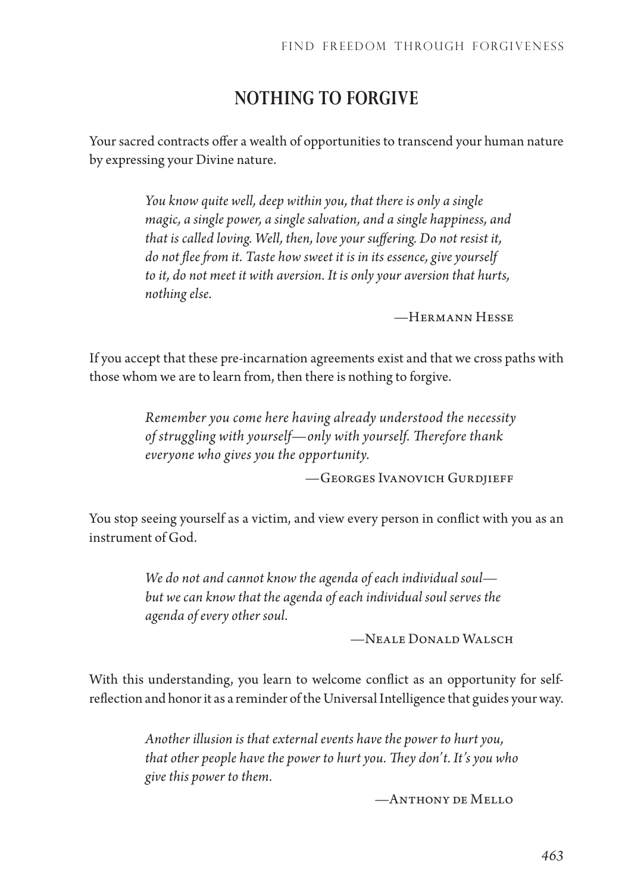## NOTHING TO FORGIVE

Your sacred contracts offer a wealth of opportunities to transcend your human nature by expressing your Divine nature.

> *You know quite well, deep within you, that there is only a single magic, a single power, a single salvation, and a single happiness, and that is called loving. Well, then, love your suffering. Do not resist it, do not flee from it. Taste how sweet it is in its essence, give yourself to it, do not meet it with aversion. It is only your aversion that hurts, nothing else.*
>
> —Hermann Hesse

If you accept that these pre-incarnation agreements exist and that we cross paths with those whom we are to learn from, then there is nothing to forgive.

> *Remember you come here having already understood the necessity of struggling with yourself—only with yourself. Therefore thank everyone who gives you the opportunity.*
>
> —Georges Ivanovich Gurdjieff

You stop seeing yourself as a victim, and view every person in conflict with you as an instrument of God.

> *We do not and cannot know the agenda of each individual soul—but we can know that the agenda of each individual soul serves the agenda of every other soul.*
>
> —Neale Donald Walsch

With this understanding, you learn to welcome conflict as an opportunity for self-reflection and honor it as a reminder of the Universal Intelligence that guides your way.

> *Another illusion is that external events have the power to hurt you, that other people have the power to hurt you. They don't. It's you who give this power to them.*
>
> —Anthony de Mello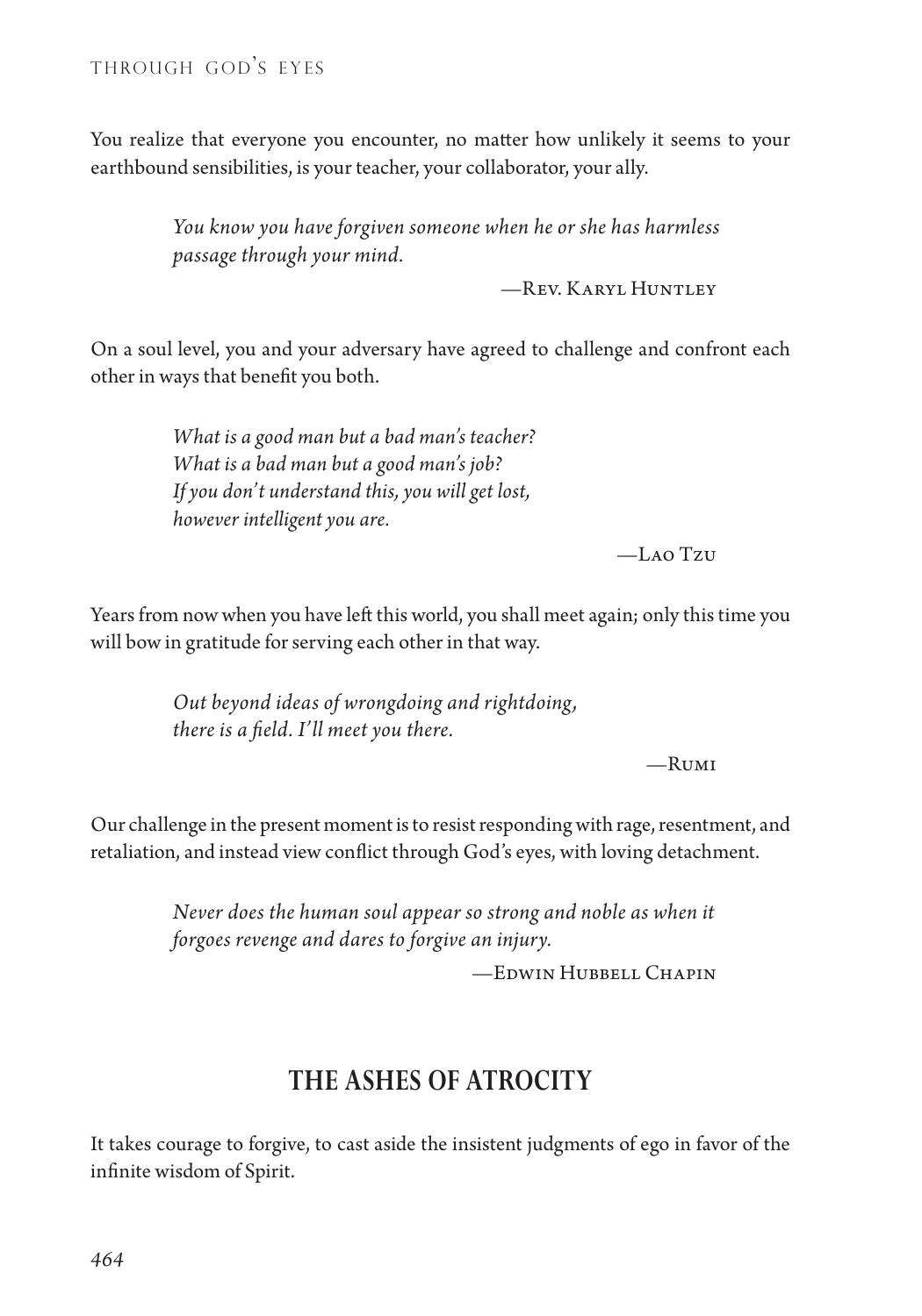You realize that everyone you encounter, no matter how unlikely it seems to your earthbound sensibilities, is your teacher, your collaborator, your ally.

> *You know you have forgiven someone when he or she has harmless passage through your mind.*
>
> —Rev. Karyl Huntley

On a soul level, you and your adversary have agreed to challenge and confront each other in ways that benefit you both.

> *What is a good man but a bad man's teacher?*
> *What is a bad man but a good man's job?*
> *If you don't understand this, you will get lost,*
> *however intelligent you are.*
>
> —Lao Tzu

Years from now when you have left this world, you shall meet again; only this time you will bow in gratitude for serving each other in that way.

> *Out beyond ideas of wrongdoing and rightdoing,*
> *there is a field. I'll meet you there.*
>
> —Rumi

Our challenge in the present moment is to resist responding with rage, resentment, and retaliation, and instead view conflict through God's eyes, with loving detachment.

> *Never does the human soul appear so strong and noble as when it forgoes revenge and dares to forgive an injury.*
>
> —Edwin Hubbell Chapin

## THE ASHES OF ATROCITY

It takes courage to forgive, to cast aside the insistent judgments of ego in favor of the infinite wisdom of Spirit.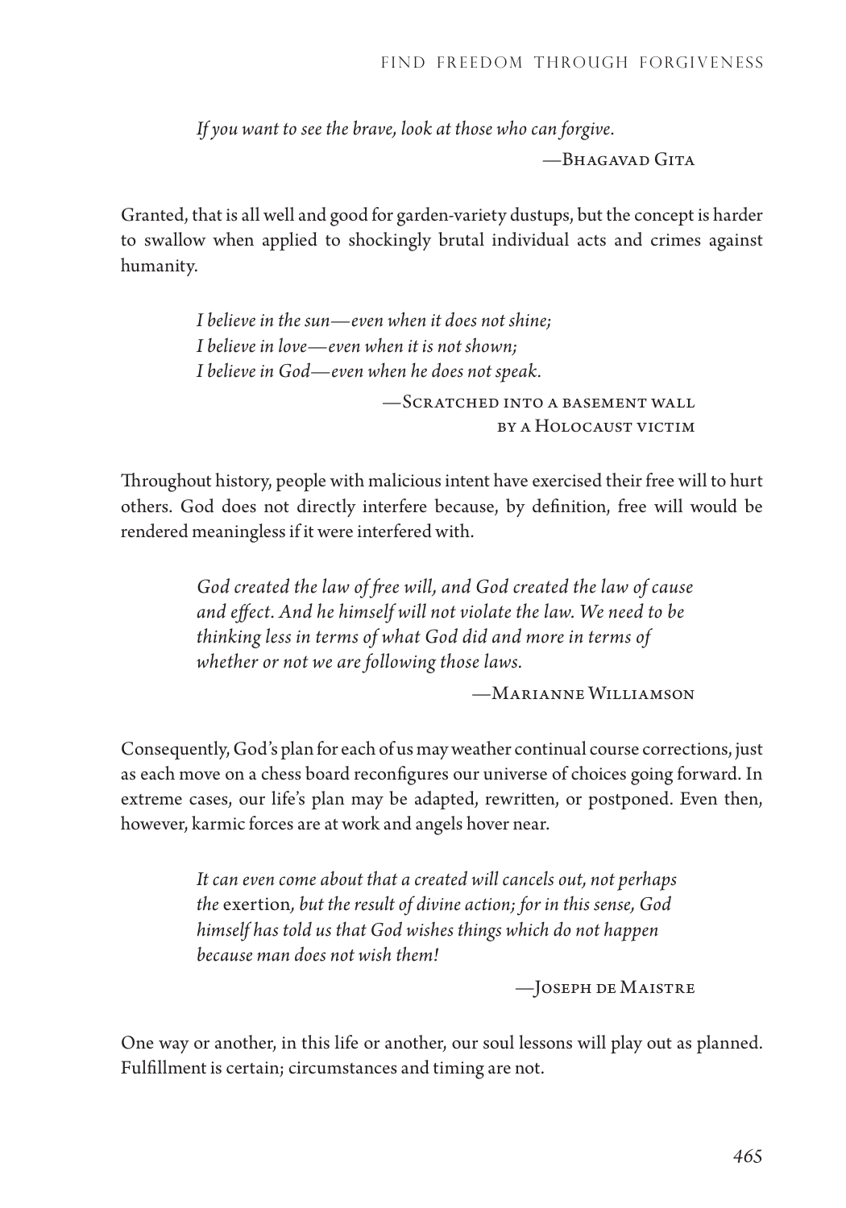*If you want to see the brave, look at those who can forgive.*

—Bhagavad Gita

Granted, that is all well and good for garden-variety dustups, but the concept is harder to swallow when applied to shockingly brutal individual acts and crimes against humanity.

*I believe in the sun—even when it does not shine;*
*I believe in love—even when it is not shown;*
*I believe in God—even when he does not speak.*

—Scratched into a basement wall by a Holocaust victim

Throughout history, people with malicious intent have exercised their free will to hurt others. God does not directly interfere because, by definition, free will would be rendered meaningless if it were interfered with.

*God created the law of free will, and God created the law of cause and effect. And he himself will not violate the law. We need to be thinking less in terms of what God did and more in terms of whether or not we are following those laws.*

—Marianne Williamson

Consequently, God's plan for each of us may weather continual course corrections, just as each move on a chess board reconfigures our universe of choices going forward. In extreme cases, our life's plan may be adapted, rewritten, or postponed. Even then, however, karmic forces are at work and angels hover near.

*It can even come about that a created will cancels out, not perhaps the* exertion*, but the result of divine action; for in this sense, God himself has told us that God wishes things which do not happen because man does not wish them!*

—Joseph de Maistre

One way or another, in this life or another, our soul lessons will play out as planned. Fulfillment is certain; circumstances and timing are not.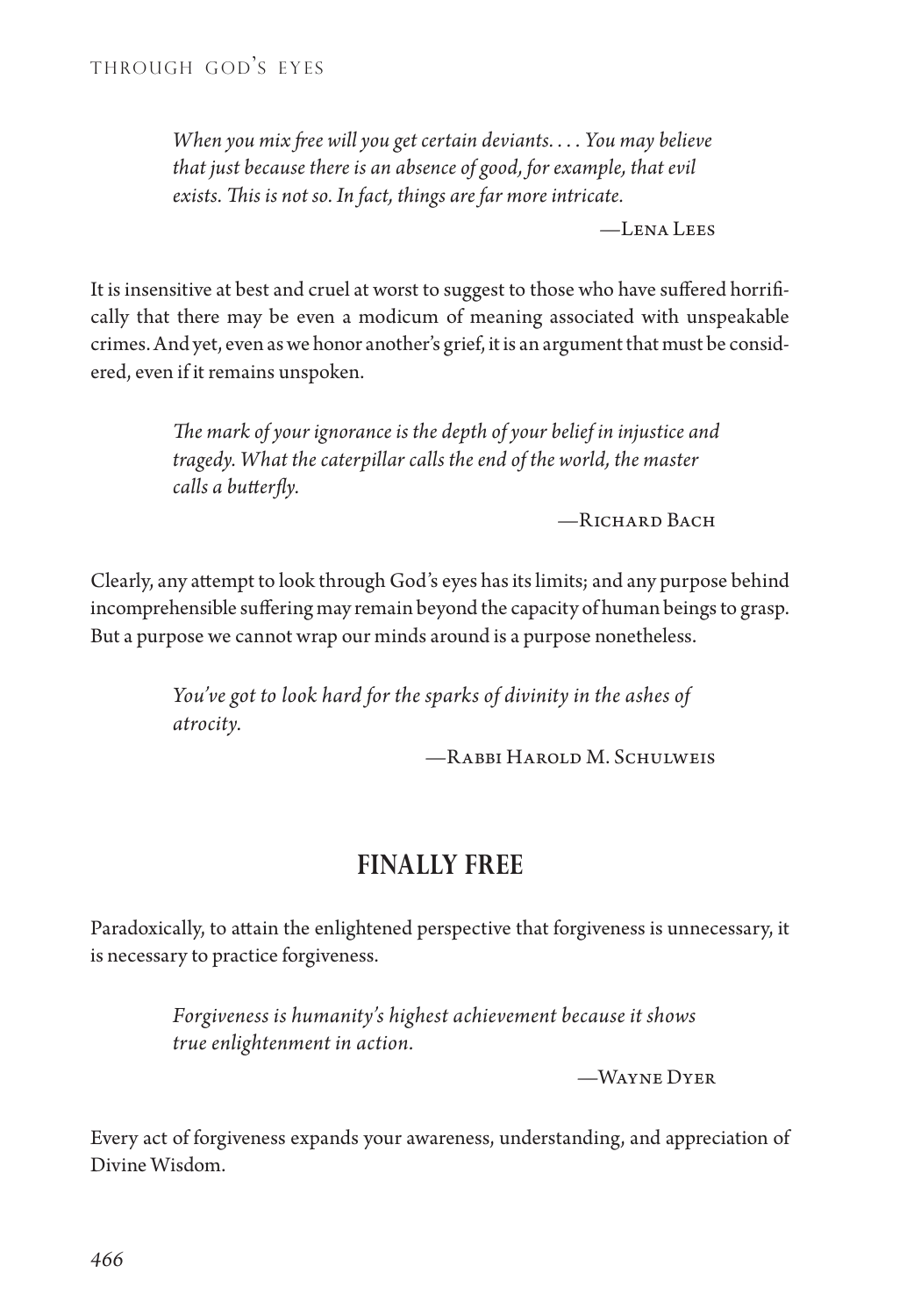> *When you mix free will you get certain deviants. . . . You may believe that just because there is an absence of good, for example, that evil exists. This is not so. In fact, things are far more intricate.*
>
> —Lena Lees

It is insensitive at best and cruel at worst to suggest to those who have suffered horrifically that there may be even a modicum of meaning associated with unspeakable crimes. And yet, even as we honor another's grief, it is an argument that must be considered, even if it remains unspoken.

> *The mark of your ignorance is the depth of your belief in injustice and tragedy. What the caterpillar calls the end of the world, the master calls a butterfly.*
>
> —Richard Bach

Clearly, any attempt to look through God's eyes has its limits; and any purpose behind incomprehensible suffering may remain beyond the capacity of human beings to grasp. But a purpose we cannot wrap our minds around is a purpose nonetheless.

> *You've got to look hard for the sparks of divinity in the ashes of atrocity.*
>
> —Rabbi Harold M. Schulweis

## FINALLY FREE

Paradoxically, to attain the enlightened perspective that forgiveness is unnecessary, it is necessary to practice forgiveness.

> *Forgiveness is humanity's highest achievement because it shows true enlightenment in action.*
>
> —Wayne Dyer

Every act of forgiveness expands your awareness, understanding, and appreciation of Divine Wisdom.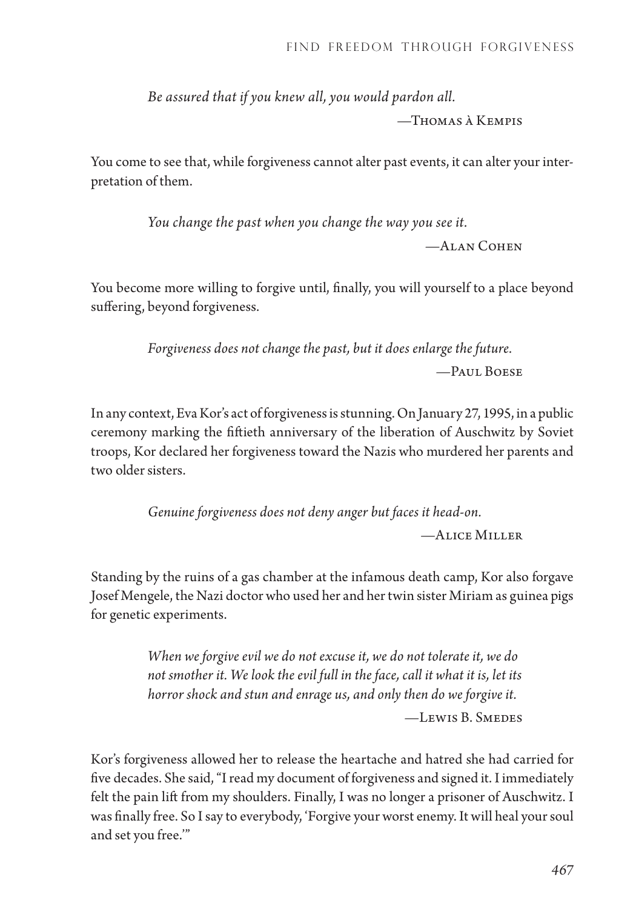*Be assured that if you knew all, you would pardon all.*

—Thomas à Kempis

You come to see that, while forgiveness cannot alter past events, it can alter your interpretation of them.

*You change the past when you change the way you see it.*

—Alan Cohen

You become more willing to forgive until, finally, you will yourself to a place beyond suffering, beyond forgiveness.

*Forgiveness does not change the past, but it does enlarge the future.*

—Paul Boese

In any context, Eva Kor's act of forgiveness is stunning. On January 27, 1995, in a public ceremony marking the fiftieth anniversary of the liberation of Auschwitz by Soviet troops, Kor declared her forgiveness toward the Nazis who murdered her parents and two older sisters.

*Genuine forgiveness does not deny anger but faces it head-on.*

—Alice Miller

Standing by the ruins of a gas chamber at the infamous death camp, Kor also forgave Josef Mengele, the Nazi doctor who used her and her twin sister Miriam as guinea pigs for genetic experiments.

*When we forgive evil we do not excuse it, we do not tolerate it, we do not smother it. We look the evil full in the face, call it what it is, let its horror shock and stun and enrage us, and only then do we forgive it.*

—Lewis B. Smedes

Kor's forgiveness allowed her to release the heartache and hatred she had carried for five decades. She said, "I read my document of forgiveness and signed it. I immediately felt the pain lift from my shoulders. Finally, I was no longer a prisoner of Auschwitz. I was finally free. So I say to everybody, 'Forgive your worst enemy. It will heal your soul and set you free.'"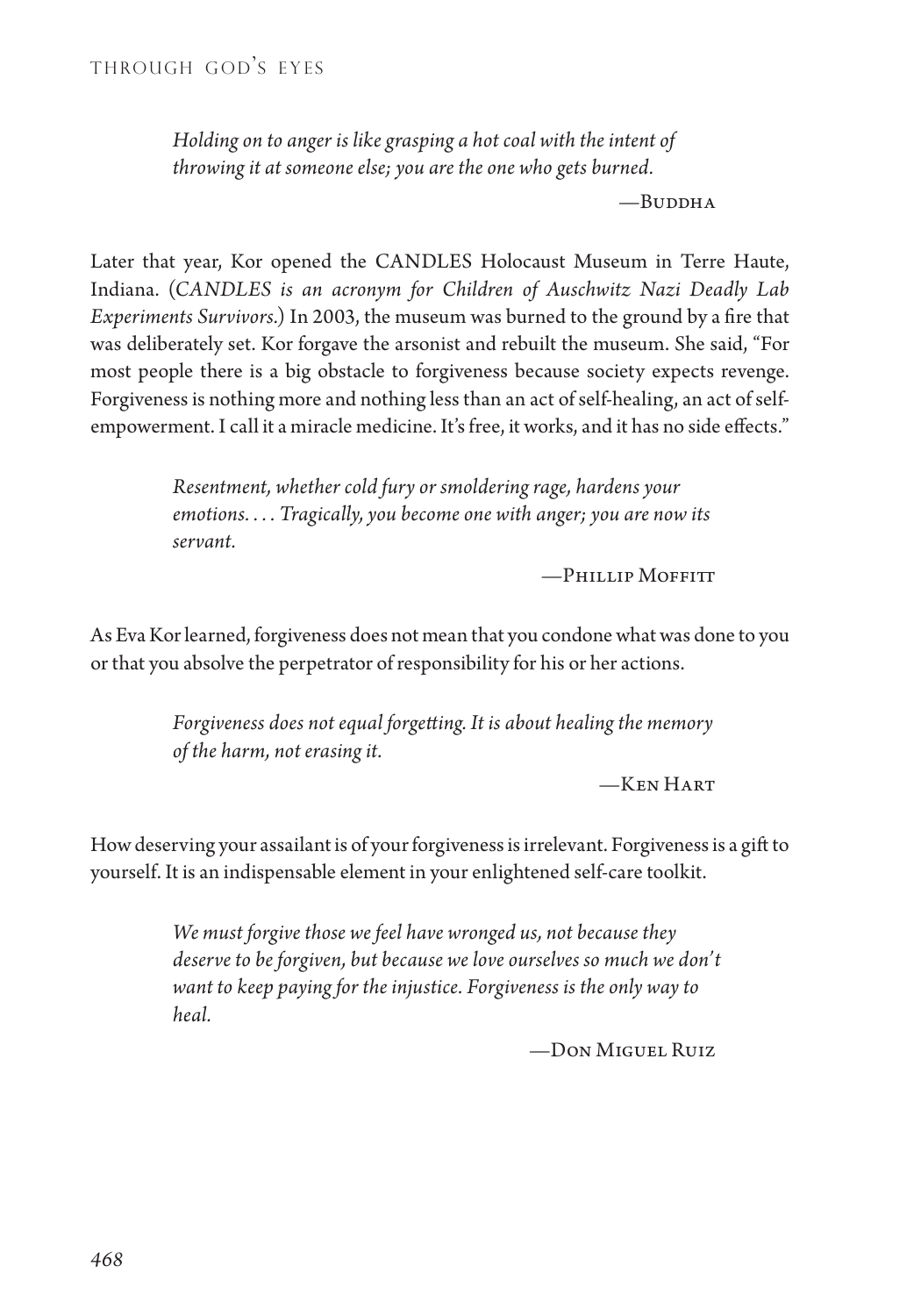> *Holding on to anger is like grasping a hot coal with the intent of throwing it at someone else; you are the one who gets burned.*
>
> —Buddha

Later that year, Kor opened the CANDLES Holocaust Museum in Terre Haute, Indiana. (*CANDLES is an acronym for Children of Auschwitz Nazi Deadly Lab Experiments Survivors.*) In 2003, the museum was burned to the ground by a fire that was deliberately set. Kor forgave the arsonist and rebuilt the museum. She said, "For most people there is a big obstacle to forgiveness because society expects revenge. Forgiveness is nothing more and nothing less than an act of self-healing, an act of self-empowerment. I call it a miracle medicine. It's free, it works, and it has no side effects."

> *Resentment, whether cold fury or smoldering rage, hardens your emotions. . . . Tragically, you become one with anger; you are now its servant.*
>
> —Phillip Moffitt

As Eva Kor learned, forgiveness does not mean that you condone what was done to you or that you absolve the perpetrator of responsibility for his or her actions.

> *Forgiveness does not equal forgetting. It is about healing the memory of the harm, not erasing it.*
>
> —Ken Hart

How deserving your assailant is of your forgiveness is irrelevant. Forgiveness is a gift to yourself. It is an indispensable element in your enlightened self-care toolkit.

> *We must forgive those we feel have wronged us, not because they deserve to be forgiven, but because we love ourselves so much we don't want to keep paying for the injustice. Forgiveness is the only way to heal.*
>
> —Don Miguel Ruiz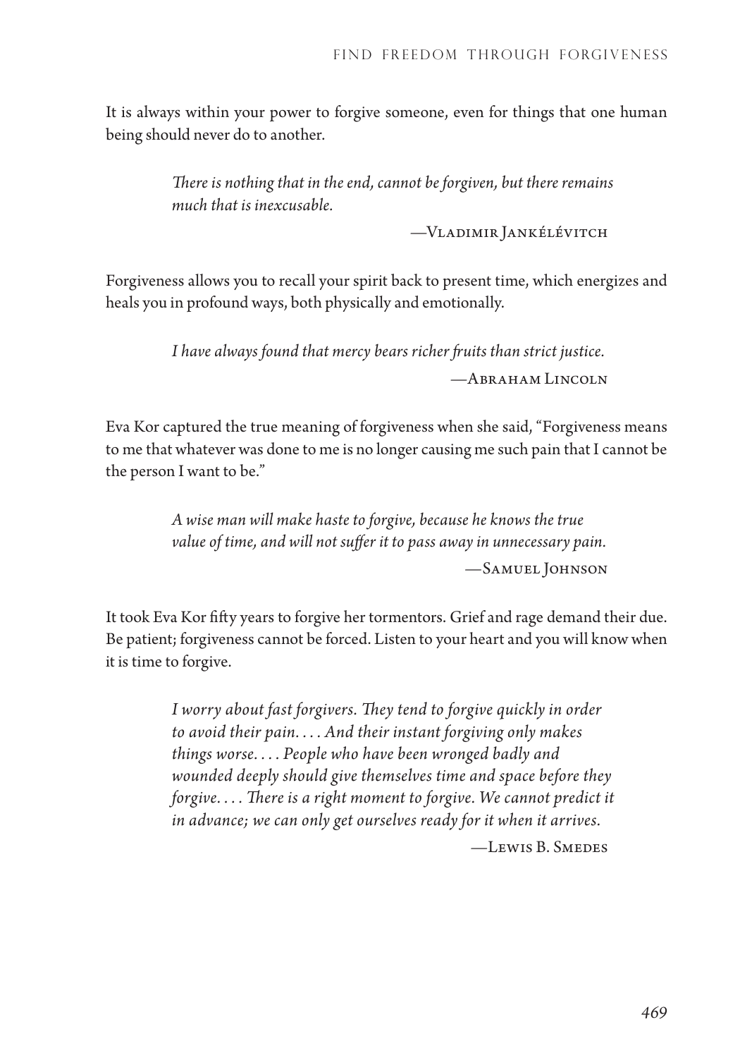It is always within your power to forgive someone, even for things that one human being should never do to another.

> *There is nothing that in the end, cannot be forgiven, but there remains much that is inexcusable.*
>
> —Vladimir Jankélévitch

Forgiveness allows you to recall your spirit back to present time, which energizes and heals you in profound ways, both physically and emotionally.

> *I have always found that mercy bears richer fruits than strict justice.*
>
> —Abraham Lincoln

Eva Kor captured the true meaning of forgiveness when she said, "Forgiveness means to me that whatever was done to me is no longer causing me such pain that I cannot be the person I want to be."

> *A wise man will make haste to forgive, because he knows the true value of time, and will not suffer it to pass away in unnecessary pain.*
>
> —Samuel Johnson

It took Eva Kor fifty years to forgive her tormentors. Grief and rage demand their due. Be patient; forgiveness cannot be forced. Listen to your heart and you will know when it is time to forgive.

> *I worry about fast forgivers. They tend to forgive quickly in order to avoid their pain. . . . And their instant forgiving only makes things worse. . . . People who have been wronged badly and wounded deeply should give themselves time and space before they forgive. . . . There is a right moment to forgive. We cannot predict it in advance; we can only get ourselves ready for it when it arrives.*
>
> —Lewis B. Smedes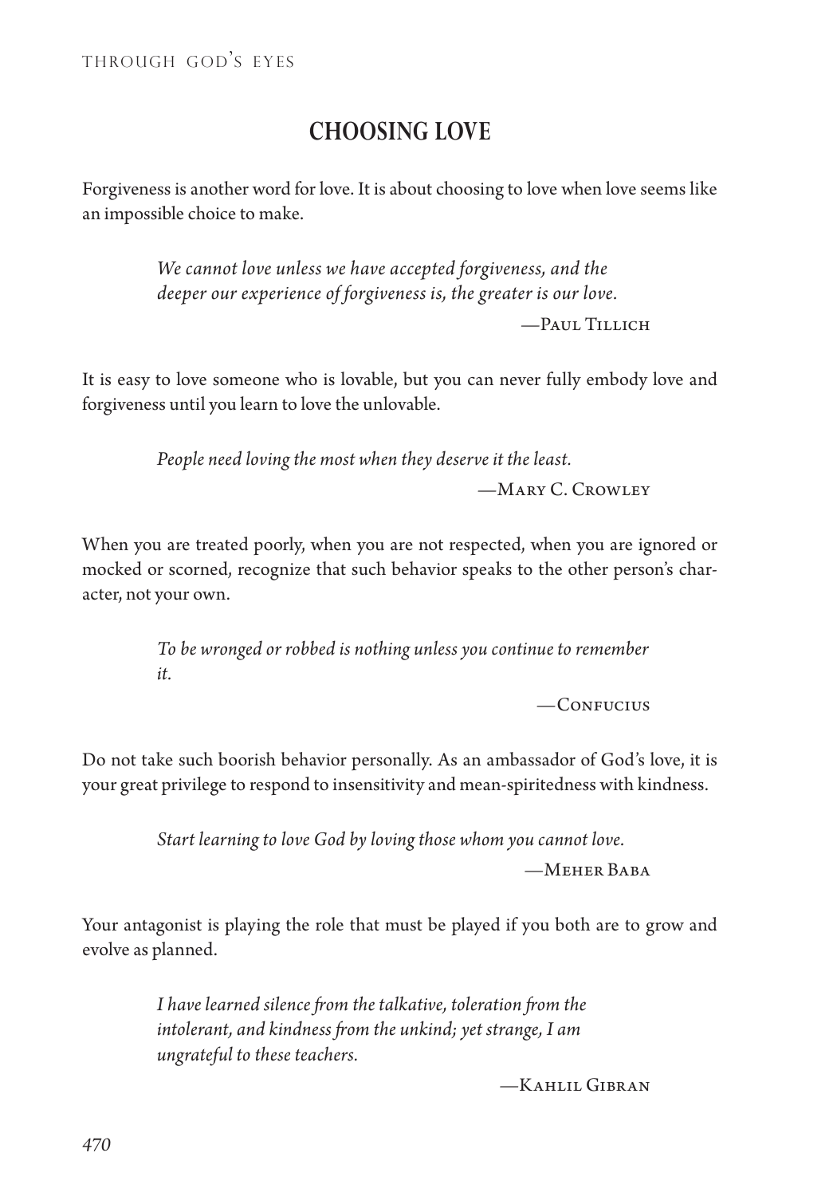## CHOOSING LOVE

Forgiveness is another word for love. It is about choosing to love when love seems like an impossible choice to make.

> *We cannot love unless we have accepted forgiveness, and the deeper our experience of forgiveness is, the greater is our love.*
>
> —Paul Tillich

It is easy to love someone who is lovable, but you can never fully embody love and forgiveness until you learn to love the unlovable.

> *People need loving the most when they deserve it the least.*
>
> —Mary C. Crowley

When you are treated poorly, when you are not respected, when you are ignored or mocked or scorned, recognize that such behavior speaks to the other person's character, not your own.

> *To be wronged or robbed is nothing unless you continue to remember it.*
>
> —Confucius

Do not take such boorish behavior personally. As an ambassador of God's love, it is your great privilege to respond to insensitivity and mean-spiritedness with kindness.

> *Start learning to love God by loving those whom you cannot love.*
>
> —Meher Baba

Your antagonist is playing the role that must be played if you both are to grow and evolve as planned.

> *I have learned silence from the talkative, toleration from the intolerant, and kindness from the unkind; yet strange, I am ungrateful to these teachers.*
>
> —Kahlil Gibran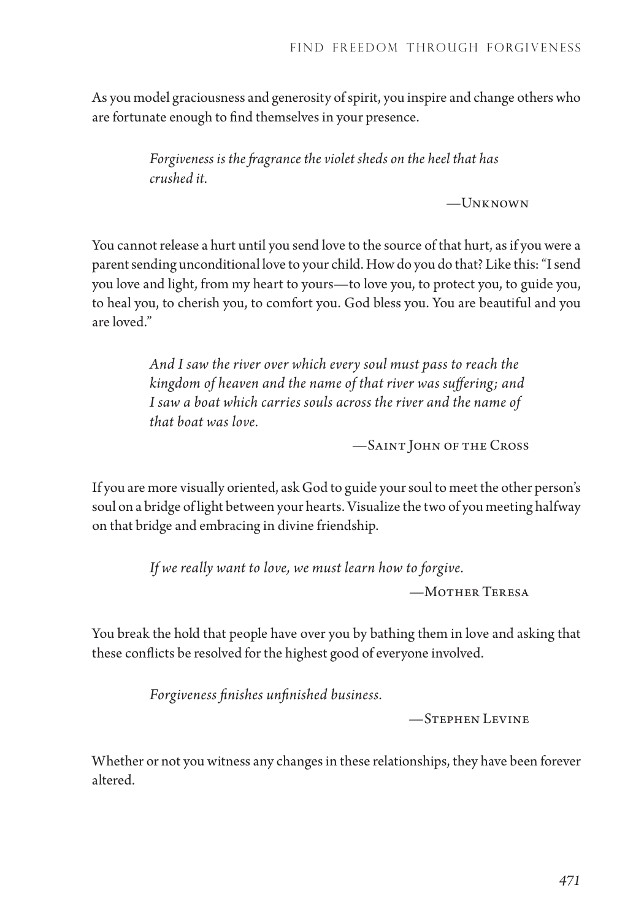As you model graciousness and generosity of spirit, you inspire and change others who are fortunate enough to find themselves in your presence.

> *Forgiveness is the fragrance the violet sheds on the heel that has crushed it.*
>
> —Unknown

You cannot release a hurt until you send love to the source of that hurt, as if you were a parent sending unconditional love to your child. How do you do that? Like this: "I send you love and light, from my heart to yours—to love you, to protect you, to guide you, to heal you, to cherish you, to comfort you. God bless you. You are beautiful and you are loved."

> *And I saw the river over which every soul must pass to reach the kingdom of heaven and the name of that river was suffering; and I saw a boat which carries souls across the river and the name of that boat was love.*
>
> —Saint John of the Cross

If you are more visually oriented, ask God to guide your soul to meet the other person's soul on a bridge of light between your hearts. Visualize the two of you meeting halfway on that bridge and embracing in divine friendship.

> *If we really want to love, we must learn how to forgive.*
>
> —Mother Teresa

You break the hold that people have over you by bathing them in love and asking that these conflicts be resolved for the highest good of everyone involved.

> *Forgiveness finishes unfinished business.*
>
> —Stephen Levine

Whether or not you witness any changes in these relationships, they have been forever altered.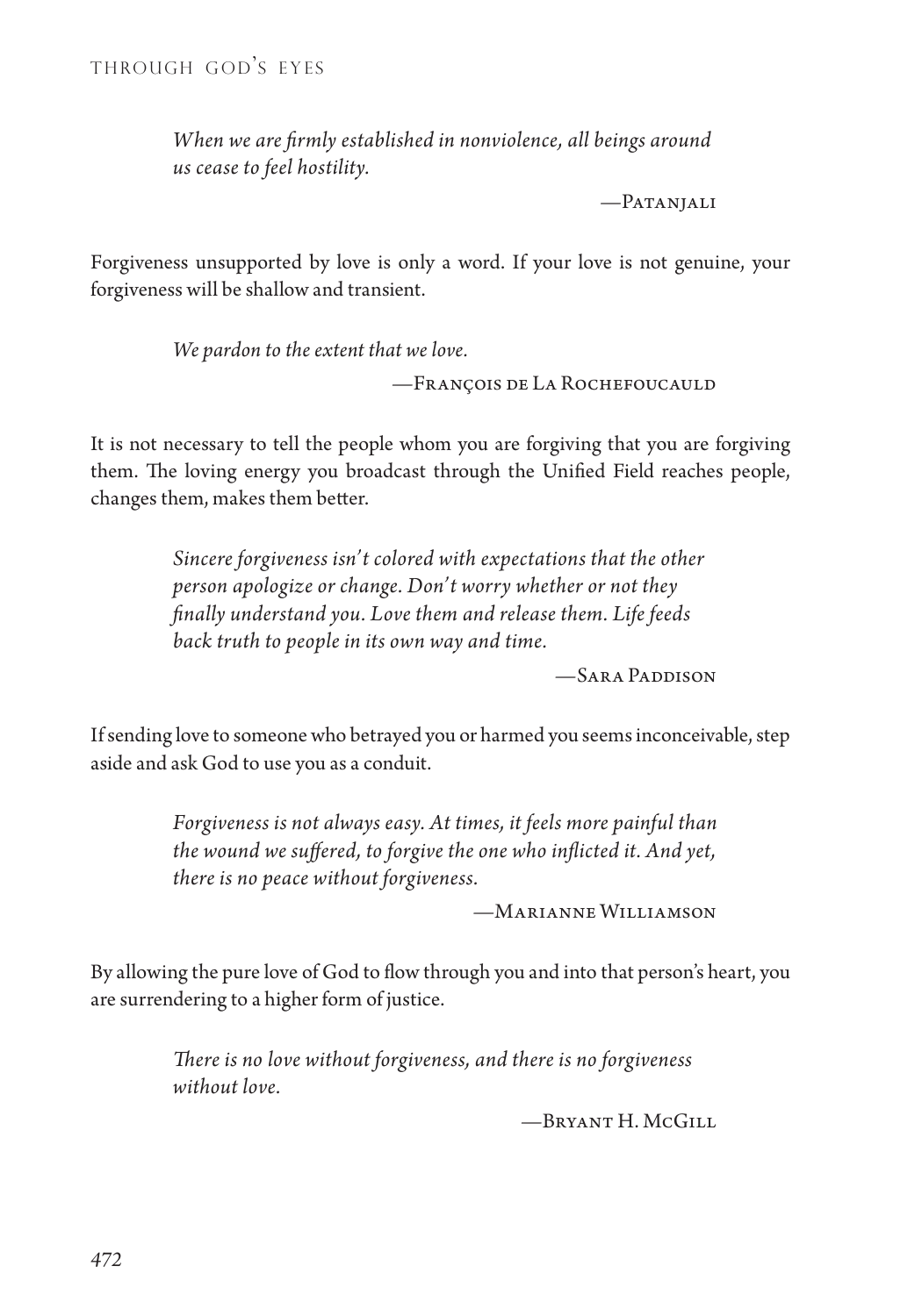*When we are firmly established in nonviolence, all beings around us cease to feel hostility.*

—Patanjali

Forgiveness unsupported by love is only a word. If your love is not genuine, your forgiveness will be shallow and transient.

*We pardon to the extent that we love.*

—François de La Rochefoucauld

It is not necessary to tell the people whom you are forgiving that you are forgiving them. The loving energy you broadcast through the Unified Field reaches people, changes them, makes them better.

*Sincere forgiveness isn't colored with expectations that the other person apologize or change. Don't worry whether or not they finally understand you. Love them and release them. Life feeds back truth to people in its own way and time.*

—Sara Paddison

If sending love to someone who betrayed you or harmed you seems inconceivable, step aside and ask God to use you as a conduit.

*Forgiveness is not always easy. At times, it feels more painful than the wound we suffered, to forgive the one who inflicted it. And yet, there is no peace without forgiveness.*

—Marianne Williamson

By allowing the pure love of God to flow through you and into that person's heart, you are surrendering to a higher form of justice.

*There is no love without forgiveness, and there is no forgiveness without love.*

—Bryant H. McGill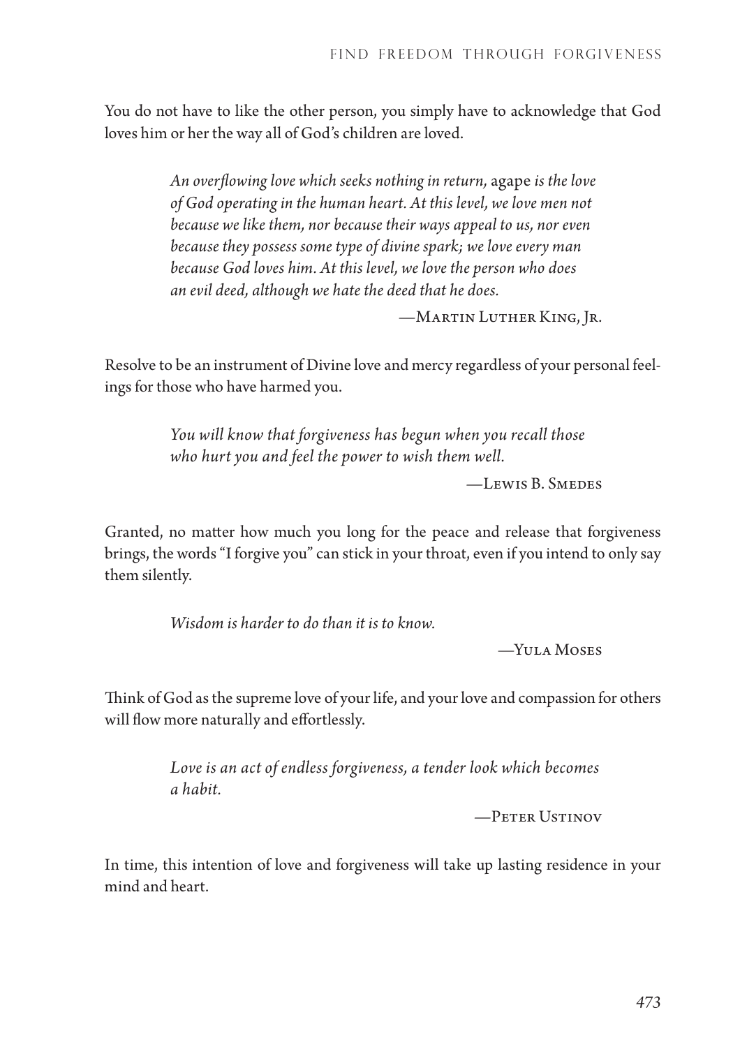You do not have to like the other person, you simply have to acknowledge that God loves him or her the way all of God's children are loved.

> *An overflowing love which seeks nothing in return,* agape *is the love of God operating in the human heart. At this level, we love men not because we like them, nor because their ways appeal to us, nor even because they possess some type of divine spark; we love every man because God loves him. At this level, we love the person who does an evil deed, although we hate the deed that he does.*
>
> —Martin Luther King, Jr.

Resolve to be an instrument of Divine love and mercy regardless of your personal feelings for those who have harmed you.

> *You will know that forgiveness has begun when you recall those who hurt you and feel the power to wish them well.*
>
> —Lewis B. Smedes

Granted, no matter how much you long for the peace and release that forgiveness brings, the words "I forgive you" can stick in your throat, even if you intend to only say them silently.

> *Wisdom is harder to do than it is to know.*
>
> —Yula Moses

Think of God as the supreme love of your life, and your love and compassion for others will flow more naturally and effortlessly.

> *Love is an act of endless forgiveness, a tender look which becomes a habit.*
>
> —Peter Ustinov

In time, this intention of love and forgiveness will take up lasting residence in your mind and heart.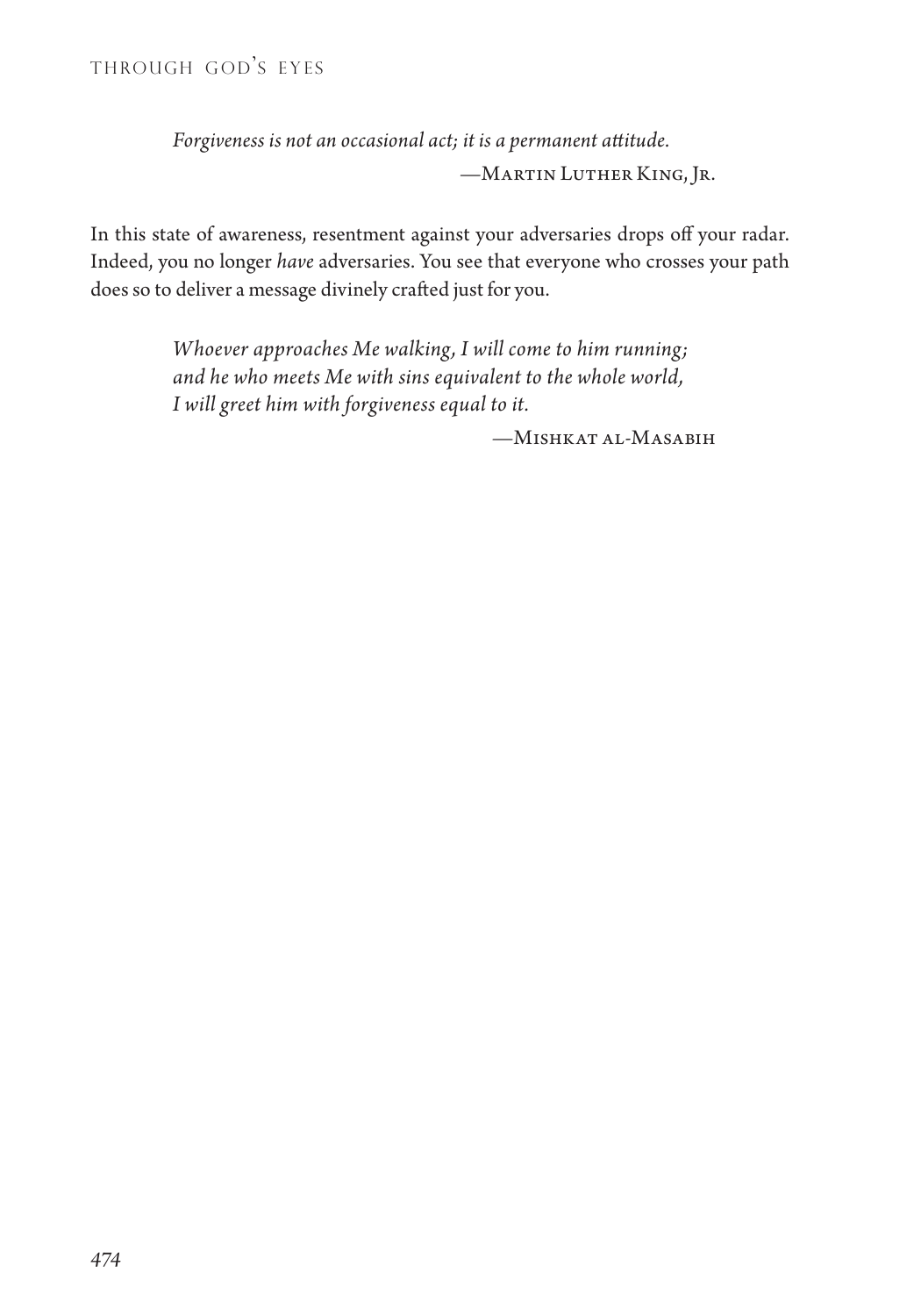*Forgiveness is not an occasional act; it is a permanent attitude.*

—Martin Luther King, Jr.

In this state of awareness, resentment against your adversaries drops off your radar. Indeed, you no longer *have* adversaries. You see that everyone who crosses your path does so to deliver a message divinely crafted just for you.

*Whoever approaches Me walking, I will come to him running;*
*and he who meets Me with sins equivalent to the whole world,*
*I will greet him with forgiveness equal to it.*

—Mishkat al-Masabih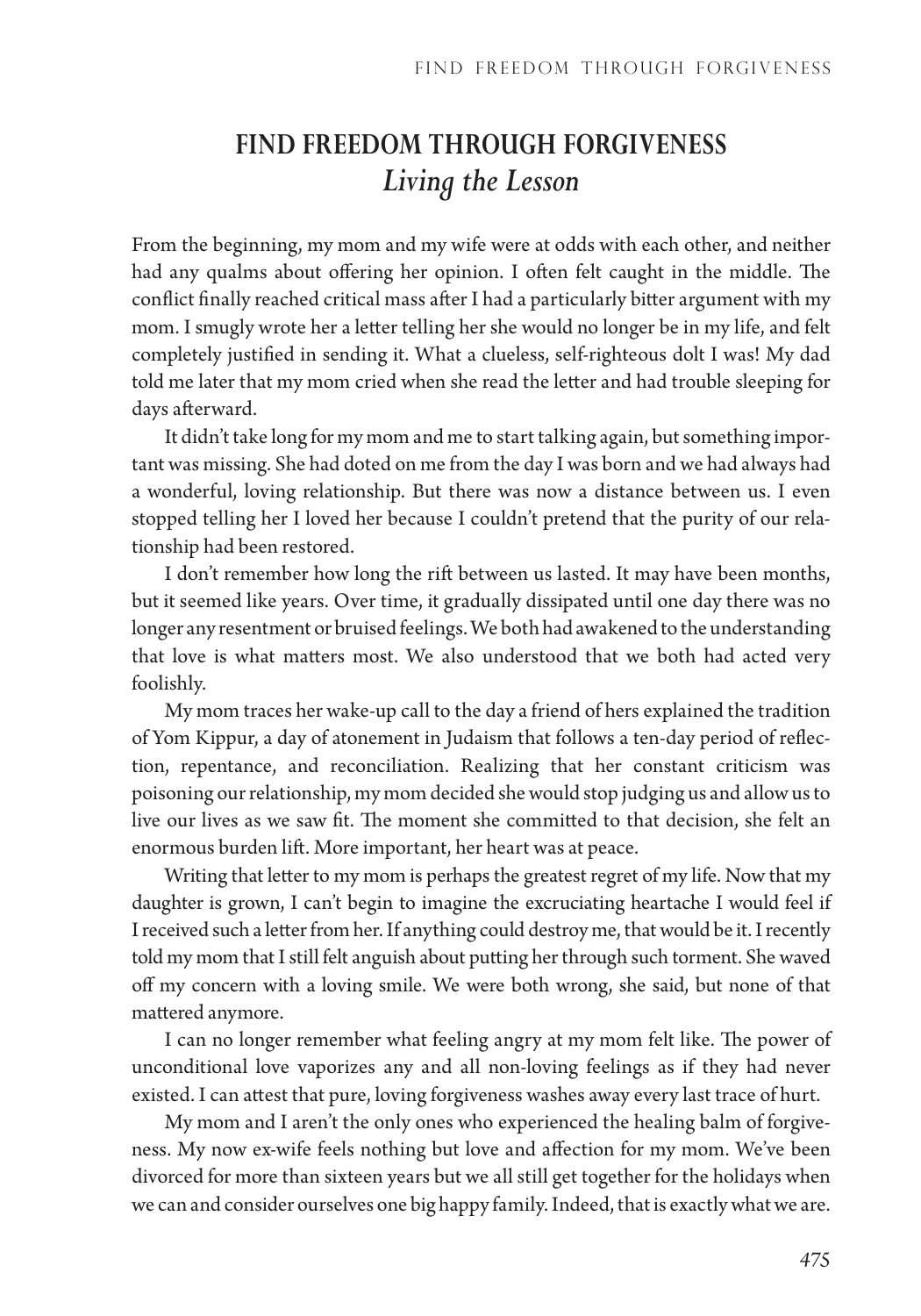## FIND FREEDOM THROUGH FORGIVENESS
### *Living the Lesson*

From the beginning, my mom and my wife were at odds with each other, and neither had any qualms about offering her opinion. I often felt caught in the middle. The conflict finally reached critical mass after I had a particularly bitter argument with my mom. I smugly wrote her a letter telling her she would no longer be in my life, and felt completely justified in sending it. What a clueless, self-righteous dolt I was! My dad told me later that my mom cried when she read the letter and had trouble sleeping for days afterward.

It didn't take long for my mom and me to start talking again, but something important was missing. She had doted on me from the day I was born and we had always had a wonderful, loving relationship. But there was now a distance between us. I even stopped telling her I loved her because I couldn't pretend that the purity of our relationship had been restored.

I don't remember how long the rift between us lasted. It may have been months, but it seemed like years. Over time, it gradually dissipated until one day there was no longer any resentment or bruised feelings. We both had awakened to the understanding that love is what matters most. We also understood that we both had acted very foolishly.

My mom traces her wake-up call to the day a friend of hers explained the tradition of Yom Kippur, a day of atonement in Judaism that follows a ten-day period of reflection, repentance, and reconciliation. Realizing that her constant criticism was poisoning our relationship, my mom decided she would stop judging us and allow us to live our lives as we saw fit. The moment she committed to that decision, she felt an enormous burden lift. More important, her heart was at peace.

Writing that letter to my mom is perhaps the greatest regret of my life. Now that my daughter is grown, I can't begin to imagine the excruciating heartache I would feel if I received such a letter from her. If anything could destroy me, that would be it. I recently told my mom that I still felt anguish about putting her through such torment. She waved off my concern with a loving smile. We were both wrong, she said, but none of that mattered anymore.

I can no longer remember what feeling angry at my mom felt like. The power of unconditional love vaporizes any and all non-loving feelings as if they had never existed. I can attest that pure, loving forgiveness washes away every last trace of hurt.

My mom and I aren't the only ones who experienced the healing balm of forgiveness. My now ex-wife feels nothing but love and affection for my mom. We've been divorced for more than sixteen years but we all still get together for the holidays when we can and consider ourselves one big happy family. Indeed, that is exactly what we are.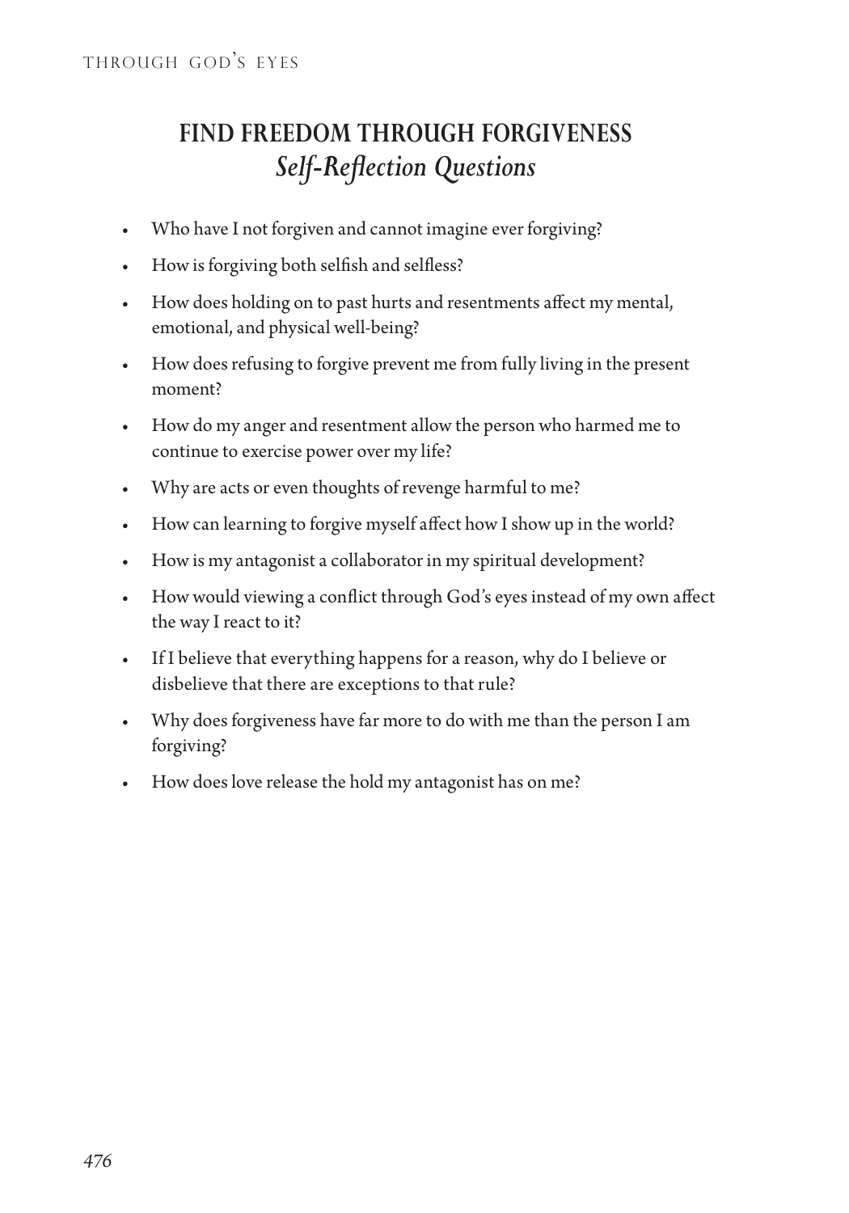# FIND FREEDOM THROUGH FORGIVENESS
## *Self-Reflection Questions*

- Who have I not forgiven and cannot imagine ever forgiving?
- How is forgiving both selfish and selfless?
- How does holding on to past hurts and resentments affect my mental, emotional, and physical well-being?
- How does refusing to forgive prevent me from fully living in the present moment?
- How do my anger and resentment allow the person who harmed me to continue to exercise power over my life?
- Why are acts or even thoughts of revenge harmful to me?
- How can learning to forgive myself affect how I show up in the world?
- How is my antagonist a collaborator in my spiritual development?
- How would viewing a conflict through God's eyes instead of my own affect the way I react to it?
- If I believe that everything happens for a reason, why do I believe or disbelieve that there are exceptions to that rule?
- Why does forgiveness have far more to do with me than the person I am forgiving?
- How does love release the hold my antagonist has on me?